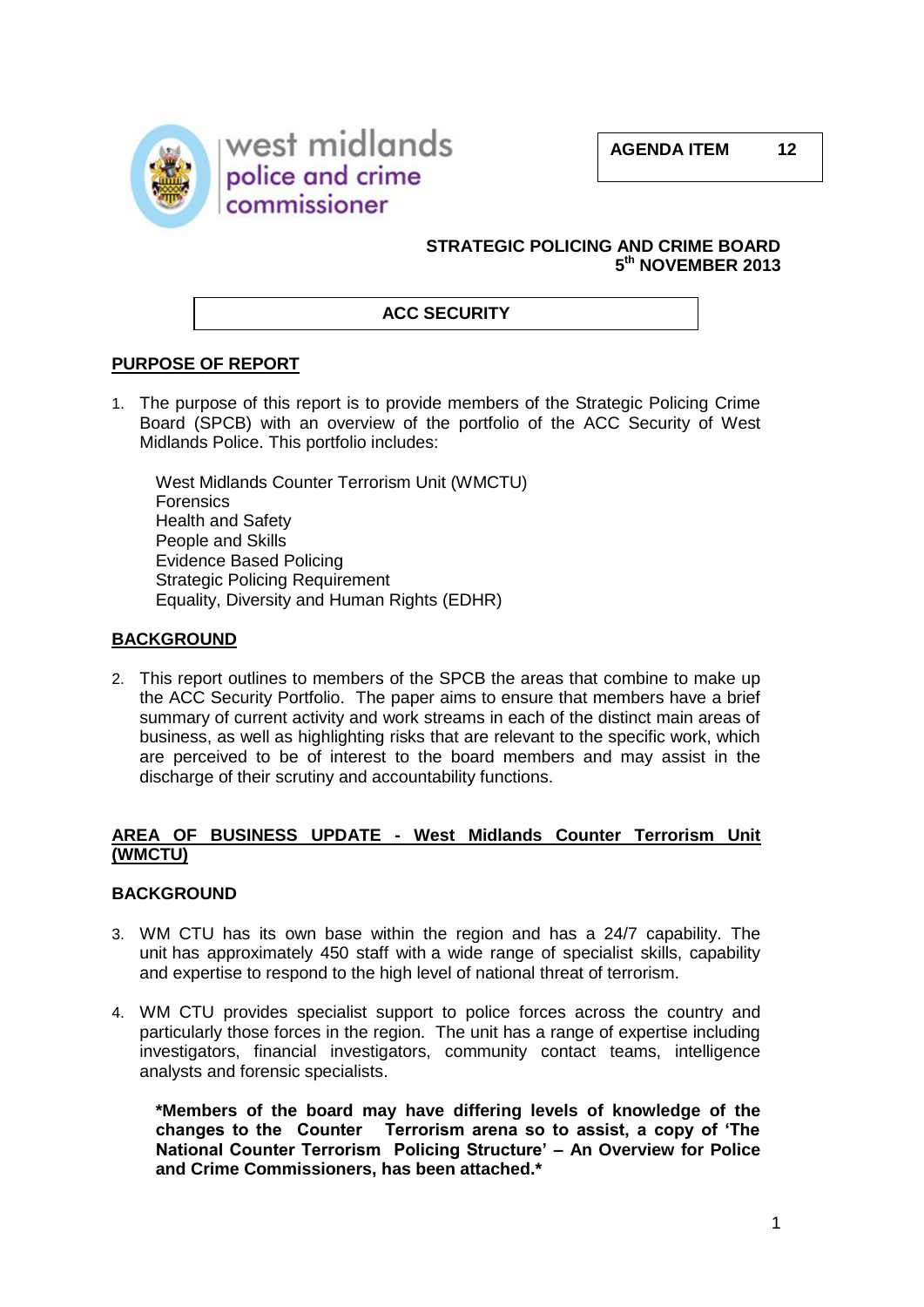west midlands police and crime commissioner

**AGENDA ITEM 12**

**STRATEGIC POLICING AND CRIME BOARD**
**5th NOVEMBER 2013**

## ACC SECURITY

## PURPOSE OF REPORT

1. The purpose of this report is to provide members of the Strategic Policing Crime Board (SPCB) with an overview of the portfolio of the ACC Security of West Midlands Police. This portfolio includes:

   West Midlands Counter Terrorism Unit (WMCTU)
   Forensics
   Health and Safety
   People and Skills
   Evidence Based Policing
   Strategic Policing Requirement
   Equality, Diversity and Human Rights (EDHR)

## BACKGROUND

2. This report outlines to members of the SPCB the areas that combine to make up the ACC Security Portfolio. The paper aims to ensure that members have a brief summary of current activity and work streams in each of the distinct main areas of business, as well as highlighting risks that are relevant to the specific work, which are perceived to be of interest to the board members and may assist in the discharge of their scrutiny and accountability functions.

## AREA OF BUSINESS UPDATE - West Midlands Counter Terrorism Unit (WMCTU)

### BACKGROUND

3. WM CTU has its own base within the region and has a 24/7 capability. The unit has approximately 450 staff with a wide range of specialist skills, capability and expertise to respond to the high level of national threat of terrorism.

4. WM CTU provides specialist support to police forces across the country and particularly those forces in the region. The unit has a range of expertise including investigators, financial investigators, community contact teams, intelligence analysts and forensic specialists.

   **\*Members of the board may have differing levels of knowledge of the changes to the Counter Terrorism arena so to assist, a copy of 'The National Counter Terrorism Policing Structure' – An Overview for Police and Crime Commissioners, has been attached.\***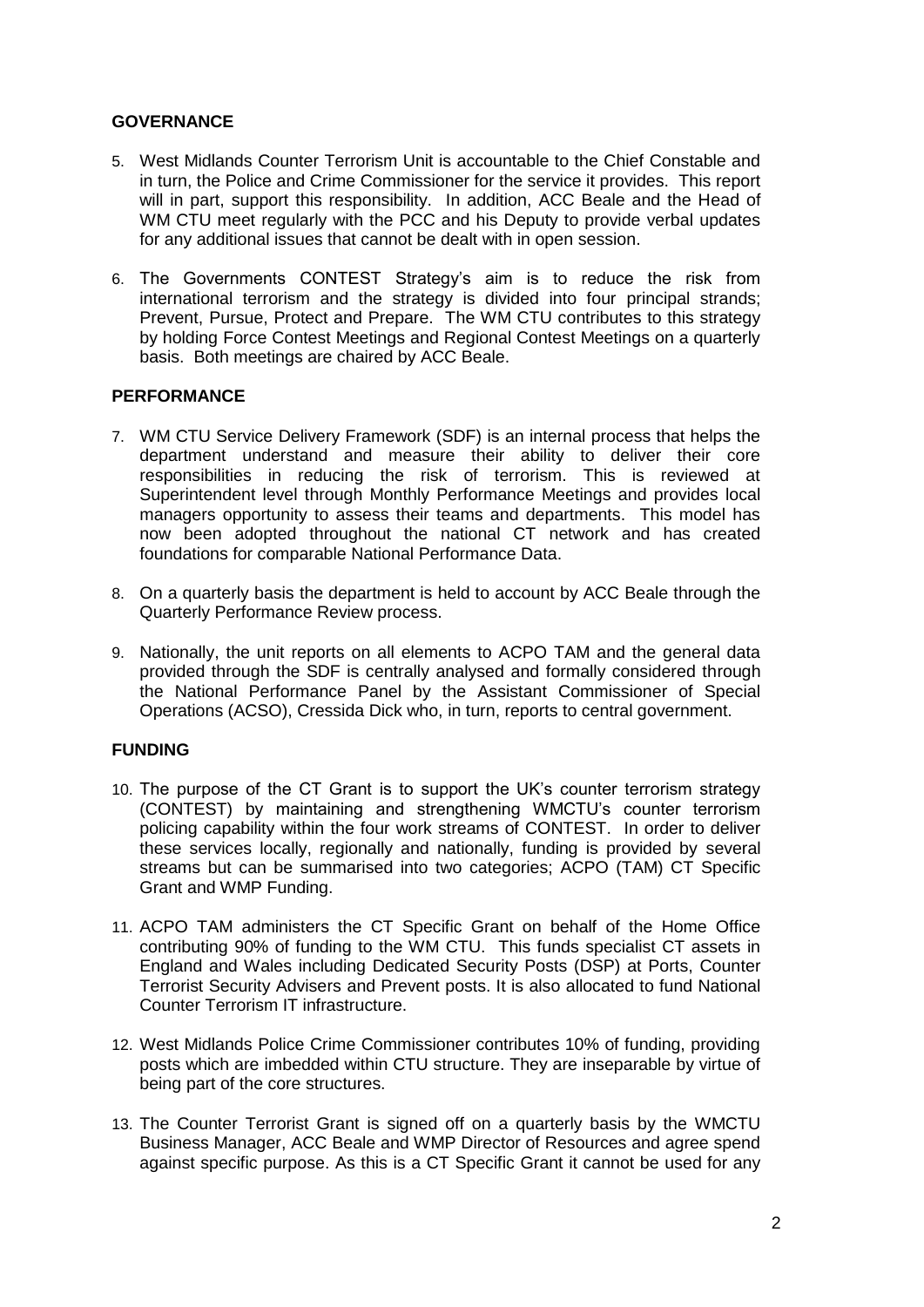## GOVERNANCE

5. West Midlands Counter Terrorism Unit is accountable to the Chief Constable and in turn, the Police and Crime Commissioner for the service it provides. This report will in part, support this responsibility. In addition, ACC Beale and the Head of WM CTU meet regularly with the PCC and his Deputy to provide verbal updates for any additional issues that cannot be dealt with in open session.

6. The Governments CONTEST Strategy's aim is to reduce the risk from international terrorism and the strategy is divided into four principal strands; Prevent, Pursue, Protect and Prepare. The WM CTU contributes to this strategy by holding Force Contest Meetings and Regional Contest Meetings on a quarterly basis. Both meetings are chaired by ACC Beale.

## PERFORMANCE

7. WM CTU Service Delivery Framework (SDF) is an internal process that helps the department understand and measure their ability to deliver their core responsibilities in reducing the risk of terrorism. This is reviewed at Superintendent level through Monthly Performance Meetings and provides local managers opportunity to assess their teams and departments. This model has now been adopted throughout the national CT network and has created foundations for comparable National Performance Data.

8. On a quarterly basis the department is held to account by ACC Beale through the Quarterly Performance Review process.

9. Nationally, the unit reports on all elements to ACPO TAM and the general data provided through the SDF is centrally analysed and formally considered through the National Performance Panel by the Assistant Commissioner of Special Operations (ACSO), Cressida Dick who, in turn, reports to central government.

## FUNDING

10. The purpose of the CT Grant is to support the UK's counter terrorism strategy (CONTEST) by maintaining and strengthening WMCTU's counter terrorism policing capability within the four work streams of CONTEST. In order to deliver these services locally, regionally and nationally, funding is provided by several streams but can be summarised into two categories; ACPO (TAM) CT Specific Grant and WMP Funding.

11. ACPO TAM administers the CT Specific Grant on behalf of the Home Office contributing 90% of funding to the WM CTU. This funds specialist CT assets in England and Wales including Dedicated Security Posts (DSP) at Ports, Counter Terrorist Security Advisers and Prevent posts. It is also allocated to fund National Counter Terrorism IT infrastructure.

12. West Midlands Police Crime Commissioner contributes 10% of funding, providing posts which are imbedded within CTU structure. They are inseparable by virtue of being part of the core structures.

13. The Counter Terrorist Grant is signed off on a quarterly basis by the WMCTU Business Manager, ACC Beale and WMP Director of Resources and agree spend against specific purpose. As this is a CT Specific Grant it cannot be used for any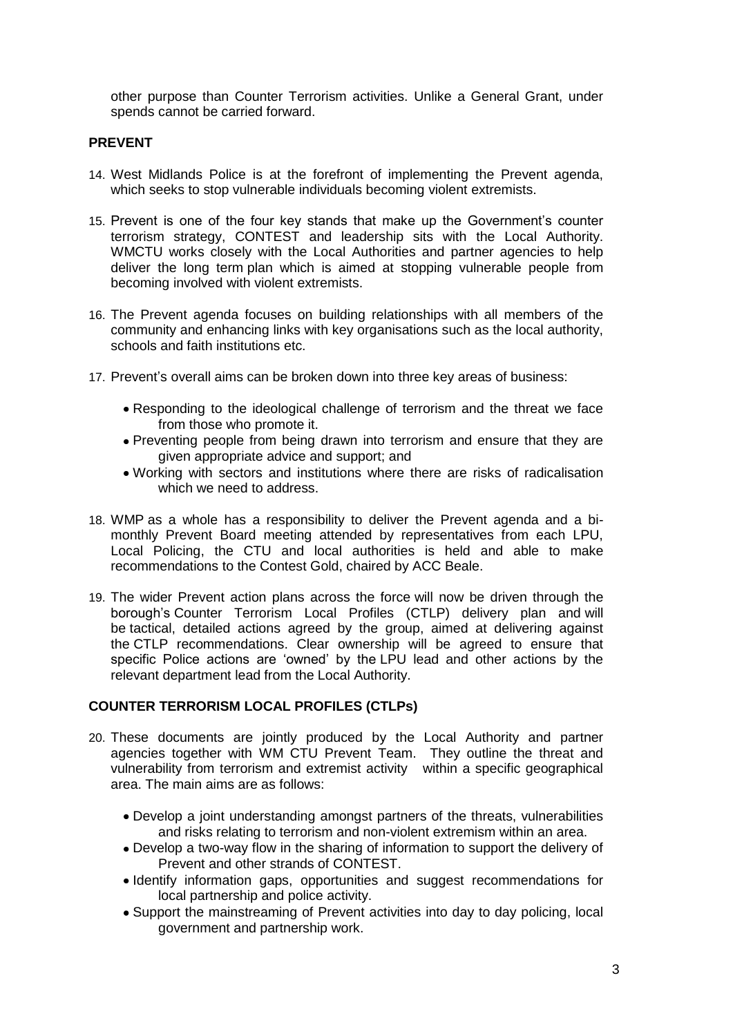other purpose than Counter Terrorism activities. Unlike a General Grant, under spends cannot be carried forward.

## PREVENT

14. West Midlands Police is at the forefront of implementing the Prevent agenda, which seeks to stop vulnerable individuals becoming violent extremists.

15. Prevent is one of the four key stands that make up the Government's counter terrorism strategy, CONTEST and leadership sits with the Local Authority. WMCTU works closely with the Local Authorities and partner agencies to help deliver the long term plan which is aimed at stopping vulnerable people from becoming involved with violent extremists.

16. The Prevent agenda focuses on building relationships with all members of the community and enhancing links with key organisations such as the local authority, schools and faith institutions etc.

17. Prevent's overall aims can be broken down into three key areas of business:

    - Responding to the ideological challenge of terrorism and the threat we face from those who promote it.
    - Preventing people from being drawn into terrorism and ensure that they are given appropriate advice and support; and
    - Working with sectors and institutions where there are risks of radicalisation which we need to address.

18. WMP as a whole has a responsibility to deliver the Prevent agenda and a bi-monthly Prevent Board meeting attended by representatives from each LPU, Local Policing, the CTU and local authorities is held and able to make recommendations to the Contest Gold, chaired by ACC Beale.

19. The wider Prevent action plans across the force will now be driven through the borough's Counter Terrorism Local Profiles (CTLP) delivery plan and will be tactical, detailed actions agreed by the group, aimed at delivering against the CTLP recommendations. Clear ownership will be agreed to ensure that specific Police actions are 'owned' by the LPU lead and other actions by the relevant department lead from the Local Authority.

## COUNTER TERRORISM LOCAL PROFILES (CTLPs)

20. These documents are jointly produced by the Local Authority and partner agencies together with WM CTU Prevent Team. They outline the threat and vulnerability from terrorism and extremist activity within a specific geographical area. The main aims are as follows:

    - Develop a joint understanding amongst partners of the threats, vulnerabilities and risks relating to terrorism and non-violent extremism within an area.
    - Develop a two-way flow in the sharing of information to support the delivery of Prevent and other strands of CONTEST.
    - Identify information gaps, opportunities and suggest recommendations for local partnership and police activity.
    - Support the mainstreaming of Prevent activities into day to day policing, local government and partnership work.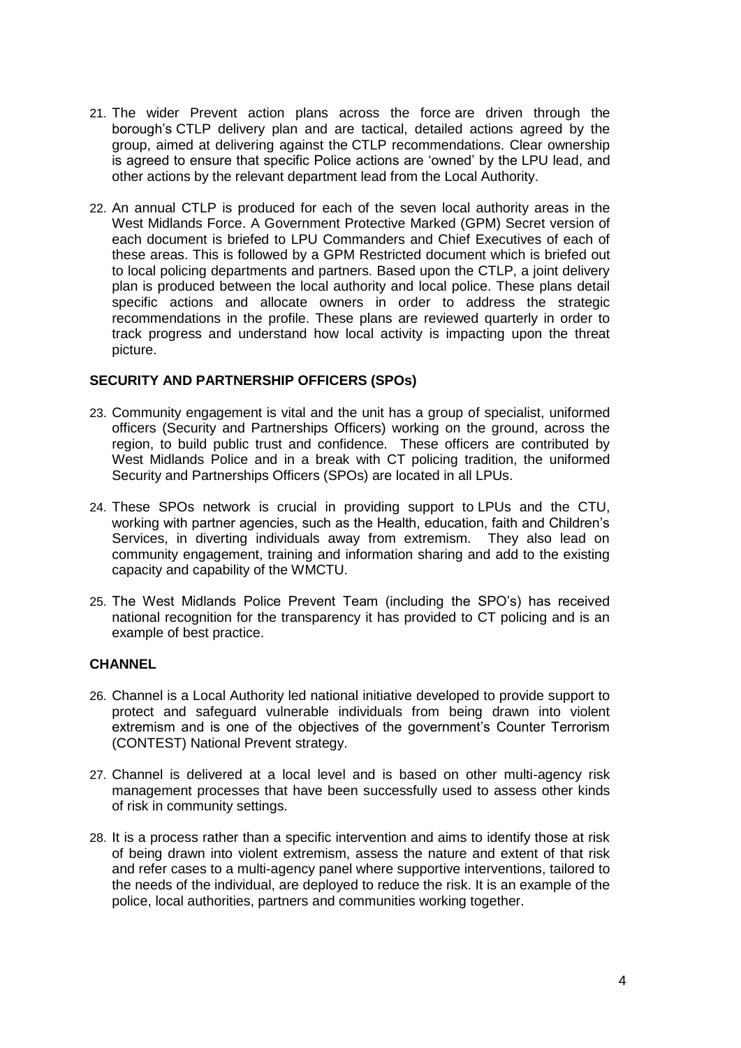21. The wider Prevent action plans across the force are driven through the borough's CTLP delivery plan and are tactical, detailed actions agreed by the group, aimed at delivering against the CTLP recommendations. Clear ownership is agreed to ensure that specific Police actions are 'owned' by the LPU lead, and other actions by the relevant department lead from the Local Authority.

22. An annual CTLP is produced for each of the seven local authority areas in the West Midlands Force. A Government Protective Marked (GPM) Secret version of each document is briefed to LPU Commanders and Chief Executives of each of these areas. This is followed by a GPM Restricted document which is briefed out to local policing departments and partners. Based upon the CTLP, a joint delivery plan is produced between the local authority and local police. These plans detail specific actions and allocate owners in order to address the strategic recommendations in the profile. These plans are reviewed quarterly in order to track progress and understand how local activity is impacting upon the threat picture.

**SECURITY AND PARTNERSHIP OFFICERS (SPOs)**

23. Community engagement is vital and the unit has a group of specialist, uniformed officers (Security and Partnerships Officers) working on the ground, across the region, to build public trust and confidence. These officers are contributed by West Midlands Police and in a break with CT policing tradition, the uniformed Security and Partnerships Officers (SPOs) are located in all LPUs.

24. These SPOs network is crucial in providing support to LPUs and the CTU, working with partner agencies, such as the Health, education, faith and Children's Services, in diverting individuals away from extremism. They also lead on community engagement, training and information sharing and add to the existing capacity and capability of the WMCTU.

25. The West Midlands Police Prevent Team (including the SPO's) has received national recognition for the transparency it has provided to CT policing and is an example of best practice.

**CHANNEL**

26. Channel is a Local Authority led national initiative developed to provide support to protect and safeguard vulnerable individuals from being drawn into violent extremism and is one of the objectives of the government's Counter Terrorism (CONTEST) National Prevent strategy.

27. Channel is delivered at a local level and is based on other multi-agency risk management processes that have been successfully used to assess other kinds of risk in community settings.

28. It is a process rather than a specific intervention and aims to identify those at risk of being drawn into violent extremism, assess the nature and extent of that risk and refer cases to a multi-agency panel where supportive interventions, tailored to the needs of the individual, are deployed to reduce the risk. It is an example of the police, local authorities, partners and communities working together.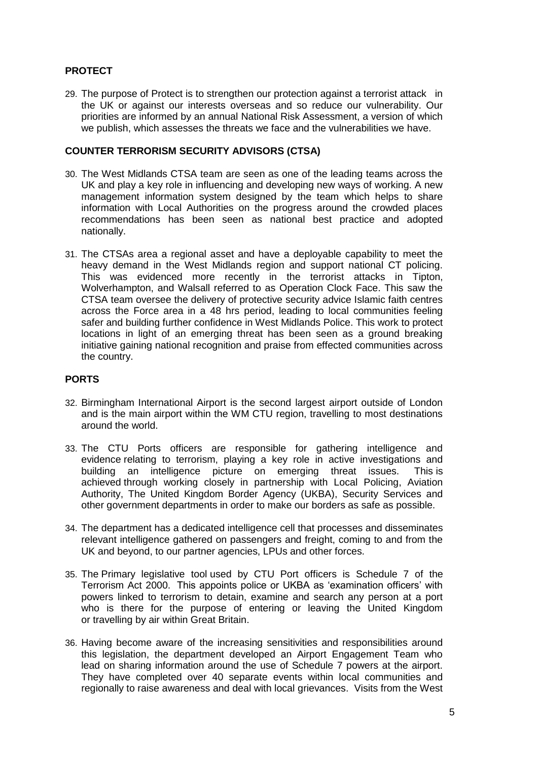## PROTECT

29. The purpose of Protect is to strengthen our protection against a terrorist attack in the UK or against our interests overseas and so reduce our vulnerability. Our priorities are informed by an annual National Risk Assessment, a version of which we publish, which assesses the threats we face and the vulnerabilities we have.

## COUNTER TERRORISM SECURITY ADVISORS (CTSA)

30. The West Midlands CTSA team are seen as one of the leading teams across the UK and play a key role in influencing and developing new ways of working. A new management information system designed by the team which helps to share information with Local Authorities on the progress around the crowded places recommendations has been seen as national best practice and adopted nationally.

31. The CTSAs area a regional asset and have a deployable capability to meet the heavy demand in the West Midlands region and support national CT policing. This was evidenced more recently in the terrorist attacks in Tipton, Wolverhampton, and Walsall referred to as Operation Clock Face. This saw the CTSA team oversee the delivery of protective security advice Islamic faith centres across the Force area in a 48 hrs period, leading to local communities feeling safer and building further confidence in West Midlands Police. This work to protect locations in light of an emerging threat has been seen as a ground breaking initiative gaining national recognition and praise from effected communities across the country.

## PORTS

32. Birmingham International Airport is the second largest airport outside of London and is the main airport within the WM CTU region, travelling to most destinations around the world.

33. The CTU Ports officers are responsible for gathering intelligence and evidence relating to terrorism, playing a key role in active investigations and building an intelligence picture on emerging threat issues. This is achieved through working closely in partnership with Local Policing, Aviation Authority, The United Kingdom Border Agency (UKBA), Security Services and other government departments in order to make our borders as safe as possible.

34. The department has a dedicated intelligence cell that processes and disseminates relevant intelligence gathered on passengers and freight, coming to and from the UK and beyond, to our partner agencies, LPUs and other forces.

35. The Primary legislative tool used by CTU Port officers is Schedule 7 of the Terrorism Act 2000. This appoints police or UKBA as 'examination officers' with powers linked to terrorism to detain, examine and search any person at a port who is there for the purpose of entering or leaving the United Kingdom or travelling by air within Great Britain.

36. Having become aware of the increasing sensitivities and responsibilities around this legislation, the department developed an Airport Engagement Team who lead on sharing information around the use of Schedule 7 powers at the airport. They have completed over 40 separate events within local communities and regionally to raise awareness and deal with local grievances. Visits from the West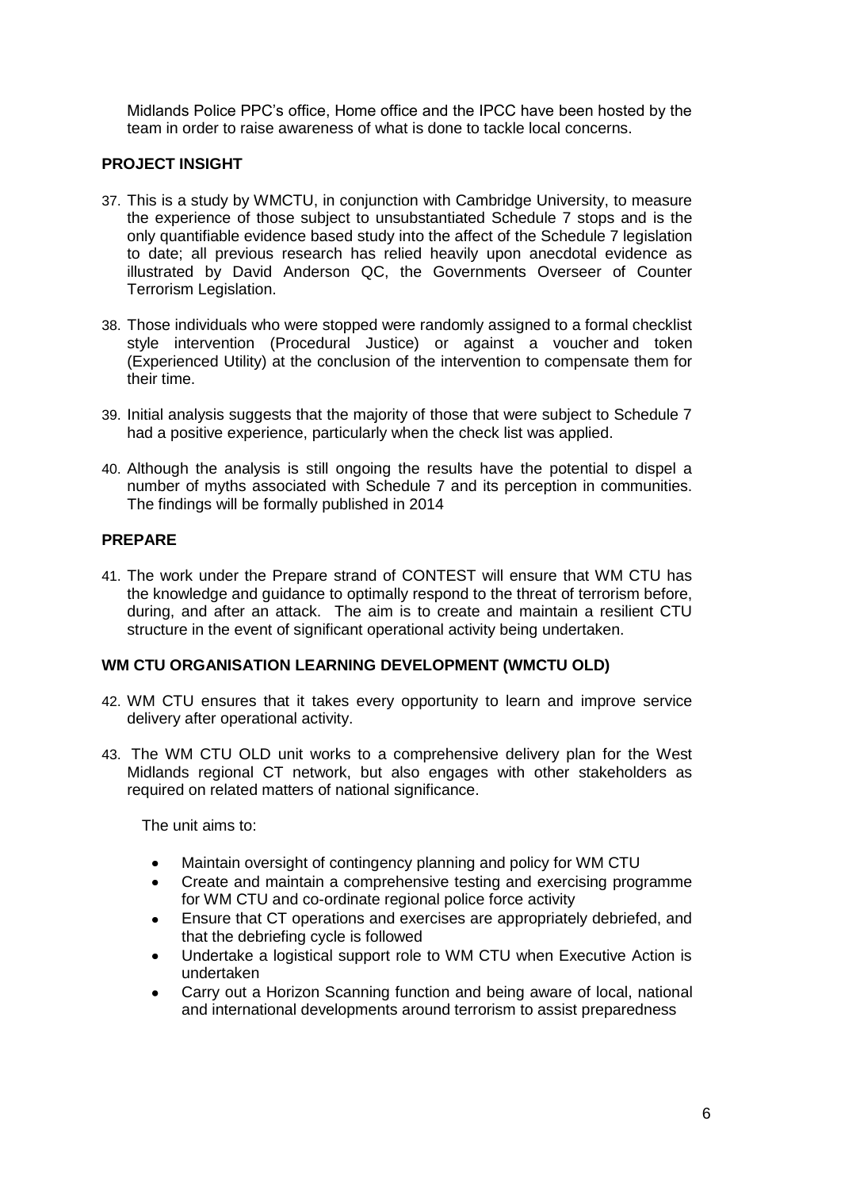Midlands Police PPC's office, Home office and the IPCC have been hosted by the team in order to raise awareness of what is done to tackle local concerns.

## PROJECT INSIGHT

37. This is a study by WMCTU, in conjunction with Cambridge University, to measure the experience of those subject to unsubstantiated Schedule 7 stops and is the only quantifiable evidence based study into the affect of the Schedule 7 legislation to date; all previous research has relied heavily upon anecdotal evidence as illustrated by David Anderson QC, the Governments Overseer of Counter Terrorism Legislation.

38. Those individuals who were stopped were randomly assigned to a formal checklist style intervention (Procedural Justice) or against a voucher and token (Experienced Utility) at the conclusion of the intervention to compensate them for their time.

39. Initial analysis suggests that the majority of those that were subject to Schedule 7 had a positive experience, particularly when the check list was applied.

40. Although the analysis is still ongoing the results have the potential to dispel a number of myths associated with Schedule 7 and its perception in communities. The findings will be formally published in 2014

## PREPARE

41. The work under the Prepare strand of CONTEST will ensure that WM CTU has the knowledge and guidance to optimally respond to the threat of terrorism before, during, and after an attack. The aim is to create and maintain a resilient CTU structure in the event of significant operational activity being undertaken.

## WM CTU ORGANISATION LEARNING DEVELOPMENT (WMCTU OLD)

42. WM CTU ensures that it takes every opportunity to learn and improve service delivery after operational activity.

43. The WM CTU OLD unit works to a comprehensive delivery plan for the West Midlands regional CT network, but also engages with other stakeholders as required on related matters of national significance.

    The unit aims to:

    - Maintain oversight of contingency planning and policy for WM CTU
    - Create and maintain a comprehensive testing and exercising programme for WM CTU and co-ordinate regional police force activity
    - Ensure that CT operations and exercises are appropriately debriefed, and that the debriefing cycle is followed
    - Undertake a logistical support role to WM CTU when Executive Action is undertaken
    - Carry out a Horizon Scanning function and being aware of local, national and international developments around terrorism to assist preparedness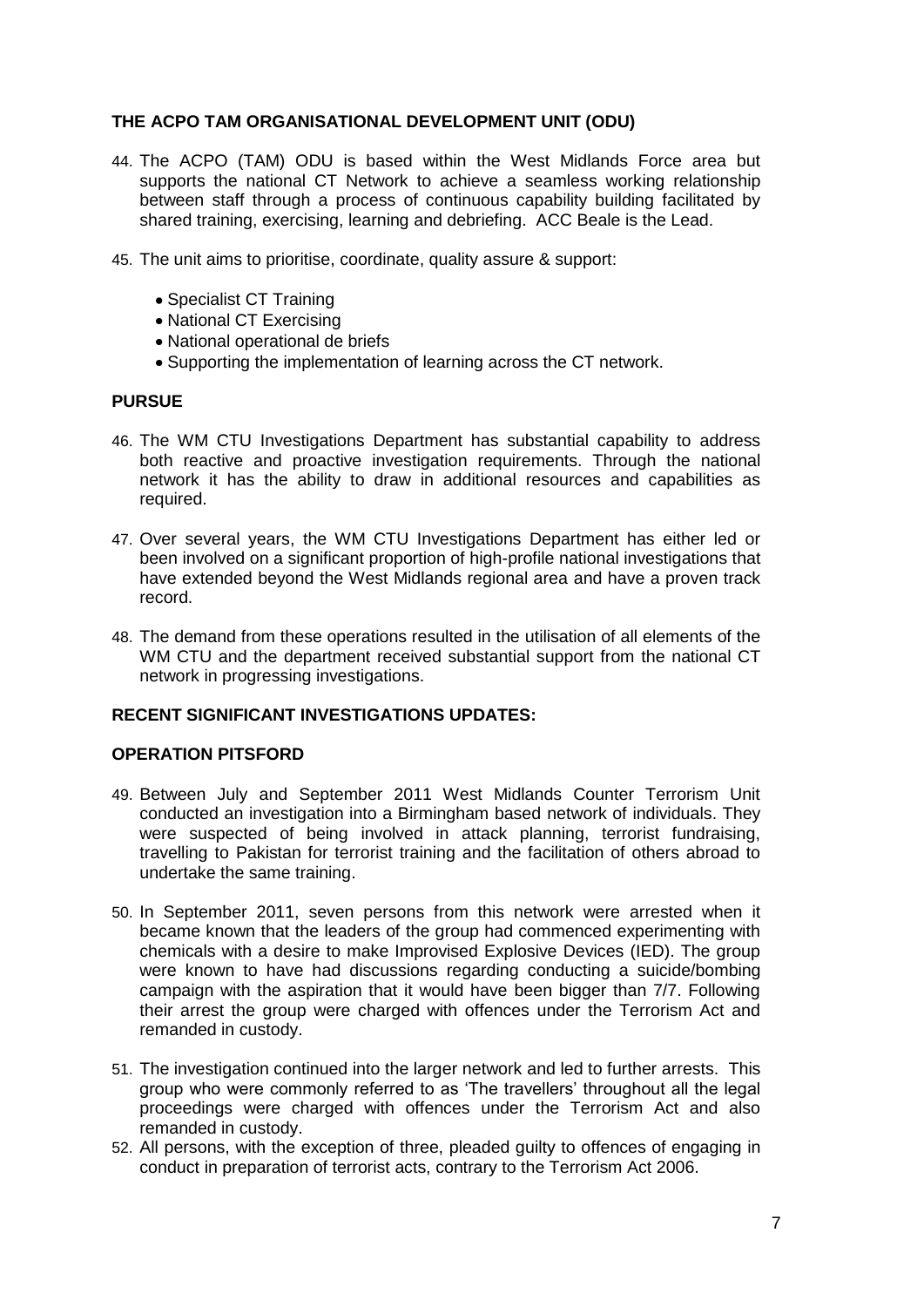## THE ACPO TAM ORGANISATIONAL DEVELOPMENT UNIT (ODU)

44. The ACPO (TAM) ODU is based within the West Midlands Force area but supports the national CT Network to achieve a seamless working relationship between staff through a process of continuous capability building facilitated by shared training, exercising, learning and debriefing. ACC Beale is the Lead.

45. The unit aims to prioritise, coordinate, quality assure & support:

    - Specialist CT Training
    - National CT Exercising
    - National operational de briefs
    - Supporting the implementation of learning across the CT network.

## PURSUE

46. The WM CTU Investigations Department has substantial capability to address both reactive and proactive investigation requirements. Through the national network it has the ability to draw in additional resources and capabilities as required.

47. Over several years, the WM CTU Investigations Department has either led or been involved on a significant proportion of high-profile national investigations that have extended beyond the West Midlands regional area and have a proven track record.

48. The demand from these operations resulted in the utilisation of all elements of the WM CTU and the department received substantial support from the national CT network in progressing investigations.

## RECENT SIGNIFICANT INVESTIGATIONS UPDATES:

### OPERATION PITSFORD

49. Between July and September 2011 West Midlands Counter Terrorism Unit conducted an investigation into a Birmingham based network of individuals. They were suspected of being involved in attack planning, terrorist fundraising, travelling to Pakistan for terrorist training and the facilitation of others abroad to undertake the same training.

50. In September 2011, seven persons from this network were arrested when it became known that the leaders of the group had commenced experimenting with chemicals with a desire to make Improvised Explosive Devices (IED). The group were known to have had discussions regarding conducting a suicide/bombing campaign with the aspiration that it would have been bigger than 7/7. Following their arrest the group were charged with offences under the Terrorism Act and remanded in custody.

51. The investigation continued into the larger network and led to further arrests. This group who were commonly referred to as 'The travellers' throughout all the legal proceedings were charged with offences under the Terrorism Act and also remanded in custody.

52. All persons, with the exception of three, pleaded guilty to offences of engaging in conduct in preparation of terrorist acts, contrary to the Terrorism Act 2006.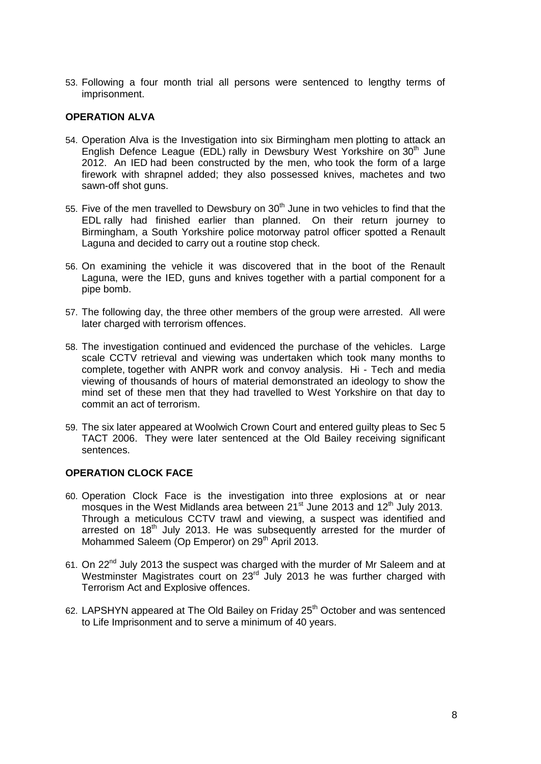53. Following a four month trial all persons were sentenced to lengthy terms of imprisonment.

## OPERATION ALVA

54. Operation Alva is the Investigation into six Birmingham men plotting to attack an English Defence League (EDL) rally in Dewsbury West Yorkshire on 30th June 2012. An IED had been constructed by the men, who took the form of a large firework with shrapnel added; they also possessed knives, machetes and two sawn-off shot guns.

55. Five of the men travelled to Dewsbury on 30th June in two vehicles to find that the EDL rally had finished earlier than planned. On their return journey to Birmingham, a South Yorkshire police motorway patrol officer spotted a Renault Laguna and decided to carry out a routine stop check.

56. On examining the vehicle it was discovered that in the boot of the Renault Laguna, were the IED, guns and knives together with a partial component for a pipe bomb.

57. The following day, the three other members of the group were arrested. All were later charged with terrorism offences.

58. The investigation continued and evidenced the purchase of the vehicles. Large scale CCTV retrieval and viewing was undertaken which took many months to complete, together with ANPR work and convoy analysis. Hi - Tech and media viewing of thousands of hours of material demonstrated an ideology to show the mind set of these men that they had travelled to West Yorkshire on that day to commit an act of terrorism.

59. The six later appeared at Woolwich Crown Court and entered guilty pleas to Sec 5 TACT 2006. They were later sentenced at the Old Bailey receiving significant sentences.

## OPERATION CLOCK FACE

60. Operation Clock Face is the investigation into three explosions at or near mosques in the West Midlands area between 21st June 2013 and 12th July 2013. Through a meticulous CCTV trawl and viewing, a suspect was identified and arrested on 18th July 2013. He was subsequently arrested for the murder of Mohammed Saleem (Op Emperor) on 29th April 2013.

61. On 22nd July 2013 the suspect was charged with the murder of Mr Saleem and at Westminster Magistrates court on 23rd July 2013 he was further charged with Terrorism Act and Explosive offences.

62. LAPSHYN appeared at The Old Bailey on Friday 25th October and was sentenced to Life Imprisonment and to serve a minimum of 40 years.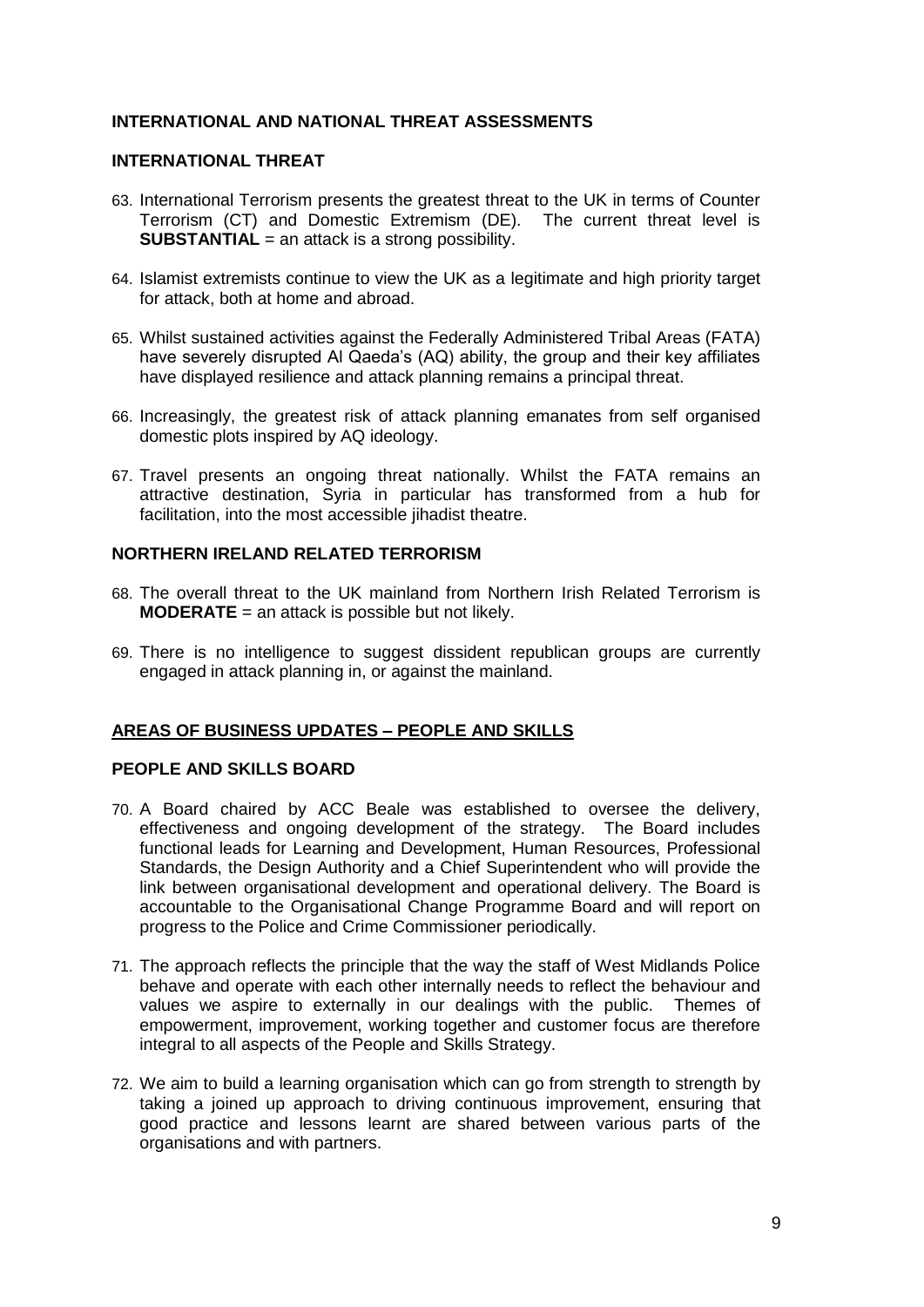## INTERNATIONAL AND NATIONAL THREAT ASSESSMENTS

### INTERNATIONAL THREAT

63. International Terrorism presents the greatest threat to the UK in terms of Counter Terrorism (CT) and Domestic Extremism (DE). The current threat level is **SUBSTANTIAL** = an attack is a strong possibility.

64. Islamist extremists continue to view the UK as a legitimate and high priority target for attack, both at home and abroad.

65. Whilst sustained activities against the Federally Administered Tribal Areas (FATA) have severely disrupted Al Qaeda's (AQ) ability, the group and their key affiliates have displayed resilience and attack planning remains a principal threat.

66. Increasingly, the greatest risk of attack planning emanates from self organised domestic plots inspired by AQ ideology.

67. Travel presents an ongoing threat nationally. Whilst the FATA remains an attractive destination, Syria in particular has transformed from a hub for facilitation, into the most accessible jihadist theatre.

### NORTHERN IRELAND RELATED TERRORISM

68. The overall threat to the UK mainland from Northern Irish Related Terrorism is **MODERATE** = an attack is possible but not likely.

69. There is no intelligence to suggest dissident republican groups are currently engaged in attack planning in, or against the mainland.

## AREAS OF BUSINESS UPDATES – PEOPLE AND SKILLS

### PEOPLE AND SKILLS BOARD

70. A Board chaired by ACC Beale was established to oversee the delivery, effectiveness and ongoing development of the strategy. The Board includes functional leads for Learning and Development, Human Resources, Professional Standards, the Design Authority and a Chief Superintendent who will provide the link between organisational development and operational delivery. The Board is accountable to the Organisational Change Programme Board and will report on progress to the Police and Crime Commissioner periodically.

71. The approach reflects the principle that the way the staff of West Midlands Police behave and operate with each other internally needs to reflect the behaviour and values we aspire to externally in our dealings with the public. Themes of empowerment, improvement, working together and customer focus are therefore integral to all aspects of the People and Skills Strategy.

72. We aim to build a learning organisation which can go from strength to strength by taking a joined up approach to driving continuous improvement, ensuring that good practice and lessons learnt are shared between various parts of the organisations and with partners.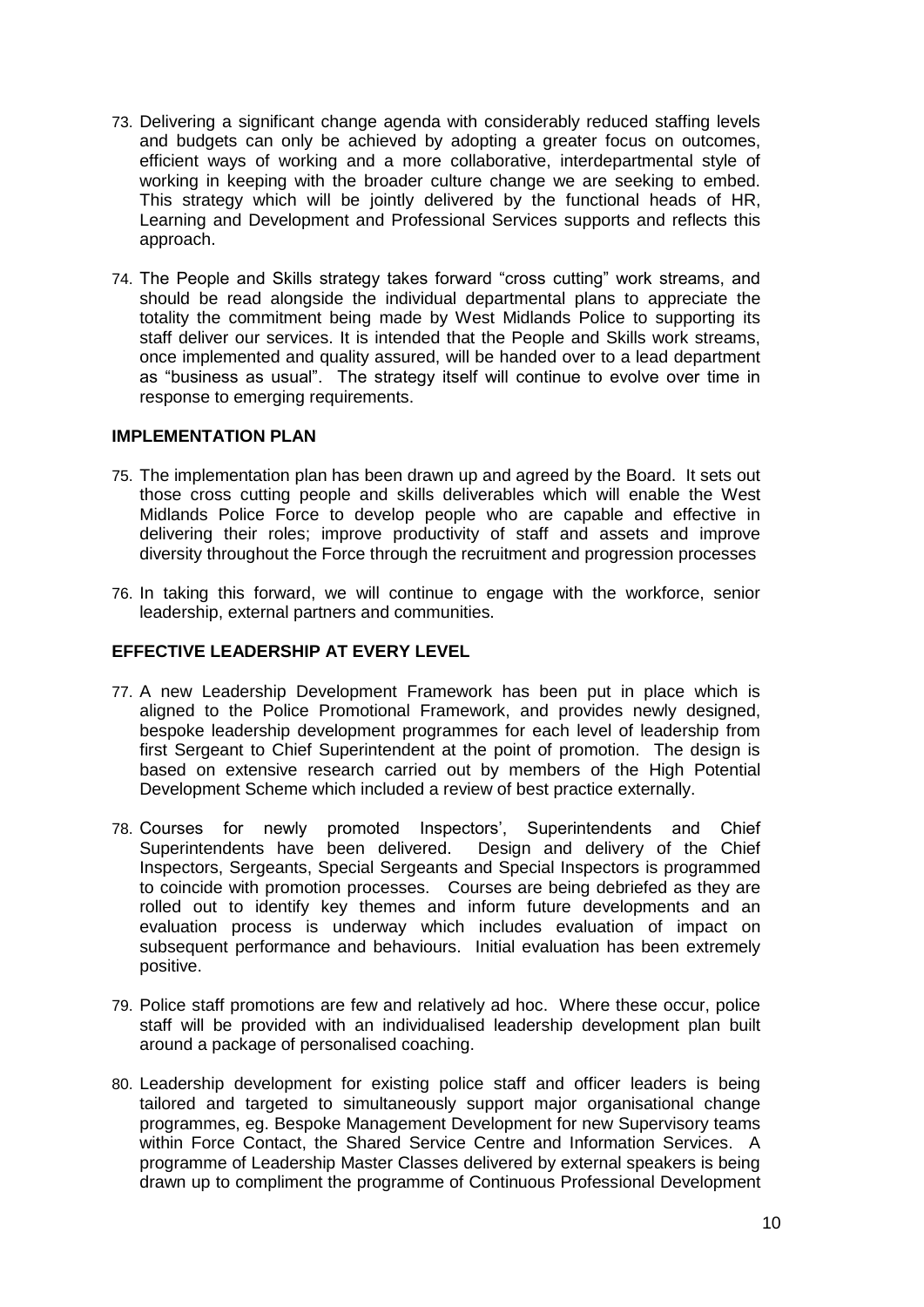73. Delivering a significant change agenda with considerably reduced staffing levels and budgets can only be achieved by adopting a greater focus on outcomes, efficient ways of working and a more collaborative, interdepartmental style of working in keeping with the broader culture change we are seeking to embed. This strategy which will be jointly delivered by the functional heads of HR, Learning and Development and Professional Services supports and reflects this approach.

74. The People and Skills strategy takes forward "cross cutting" work streams, and should be read alongside the individual departmental plans to appreciate the totality the commitment being made by West Midlands Police to supporting its staff deliver our services. It is intended that the People and Skills work streams, once implemented and quality assured, will be handed over to a lead department as "business as usual". The strategy itself will continue to evolve over time in response to emerging requirements.

## IMPLEMENTATION PLAN

75. The implementation plan has been drawn up and agreed by the Board. It sets out those cross cutting people and skills deliverables which will enable the West Midlands Police Force to develop people who are capable and effective in delivering their roles; improve productivity of staff and assets and improve diversity throughout the Force through the recruitment and progression processes

76. In taking this forward, we will continue to engage with the workforce, senior leadership, external partners and communities.

## EFFECTIVE LEADERSHIP AT EVERY LEVEL

77. A new Leadership Development Framework has been put in place which is aligned to the Police Promotional Framework, and provides newly designed, bespoke leadership development programmes for each level of leadership from first Sergeant to Chief Superintendent at the point of promotion. The design is based on extensive research carried out by members of the High Potential Development Scheme which included a review of best practice externally.

78. Courses for newly promoted Inspectors', Superintendents and Chief Superintendents have been delivered. Design and delivery of the Chief Inspectors, Sergeants, Special Sergeants and Special Inspectors is programmed to coincide with promotion processes. Courses are being debriefed as they are rolled out to identify key themes and inform future developments and an evaluation process is underway which includes evaluation of impact on subsequent performance and behaviours. Initial evaluation has been extremely positive.

79. Police staff promotions are few and relatively ad hoc. Where these occur, police staff will be provided with an individualised leadership development plan built around a package of personalised coaching.

80. Leadership development for existing police staff and officer leaders is being tailored and targeted to simultaneously support major organisational change programmes, eg. Bespoke Management Development for new Supervisory teams within Force Contact, the Shared Service Centre and Information Services. A programme of Leadership Master Classes delivered by external speakers is being drawn up to compliment the programme of Continuous Professional Development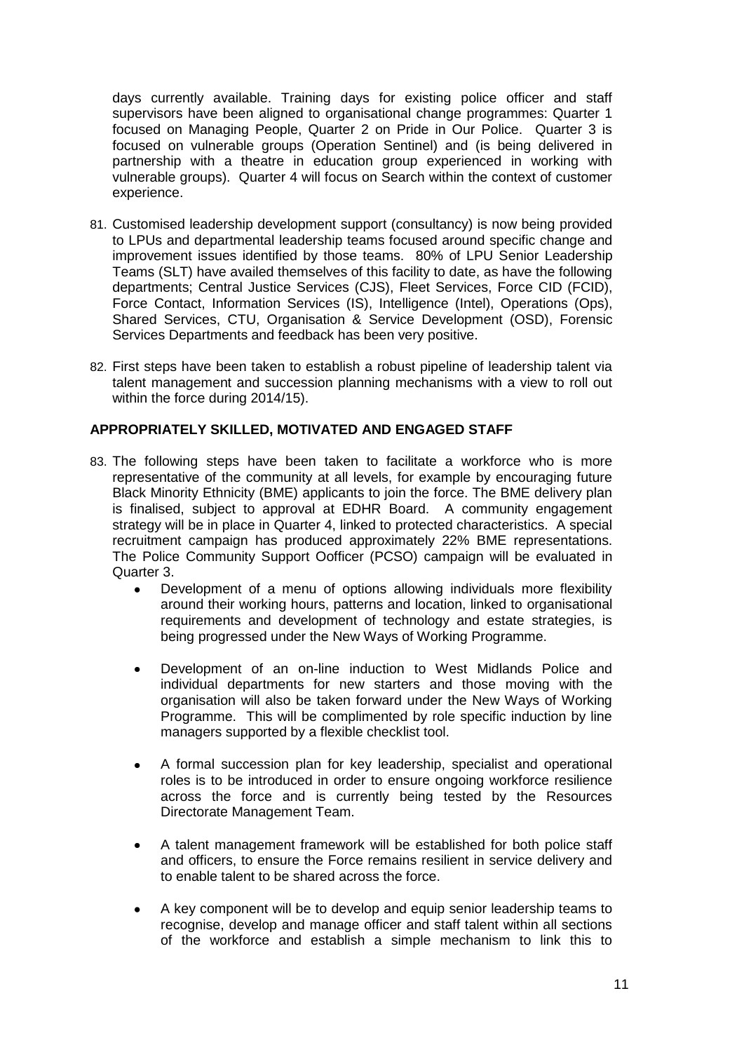days currently available. Training days for existing police officer and staff supervisors have been aligned to organisational change programmes: Quarter 1 focused on Managing People, Quarter 2 on Pride in Our Police. Quarter 3 is focused on vulnerable groups (Operation Sentinel) and (is being delivered in partnership with a theatre in education group experienced in working with vulnerable groups). Quarter 4 will focus on Search within the context of customer experience.

81. Customised leadership development support (consultancy) is now being provided to LPUs and departmental leadership teams focused around specific change and improvement issues identified by those teams. 80% of LPU Senior Leadership Teams (SLT) have availed themselves of this facility to date, as have the following departments; Central Justice Services (CJS), Fleet Services, Force CID (FCID), Force Contact, Information Services (IS), Intelligence (Intel), Operations (Ops), Shared Services, CTU, Organisation & Service Development (OSD), Forensic Services Departments and feedback has been very positive.

82. First steps have been taken to establish a robust pipeline of leadership talent via talent management and succession planning mechanisms with a view to roll out within the force during 2014/15).

## APPROPRIATELY SKILLED, MOTIVATED AND ENGAGED STAFF

83. The following steps have been taken to facilitate a workforce who is more representative of the community at all levels, for example by encouraging future Black Minority Ethnicity (BME) applicants to join the force. The BME delivery plan is finalised, subject to approval at EDHR Board. A community engagement strategy will be in place in Quarter 4, linked to protected characteristics. A special recruitment campaign has produced approximately 22% BME representations. The Police Community Support Oofficer (PCSO) campaign will be evaluated in Quarter 3.
    - Development of a menu of options allowing individuals more flexibility around their working hours, patterns and location, linked to organisational requirements and development of technology and estate strategies, is being progressed under the New Ways of Working Programme.
    - Development of an on-line induction to West Midlands Police and individual departments for new starters and those moving with the organisation will also be taken forward under the New Ways of Working Programme. This will be complimented by role specific induction by line managers supported by a flexible checklist tool.
    - A formal succession plan for key leadership, specialist and operational roles is to be introduced in order to ensure ongoing workforce resilience across the force and is currently being tested by the Resources Directorate Management Team.
    - A talent management framework will be established for both police staff and officers, to ensure the Force remains resilient in service delivery and to enable talent to be shared across the force.
    - A key component will be to develop and equip senior leadership teams to recognise, develop and manage officer and staff talent within all sections of the workforce and establish a simple mechanism to link this to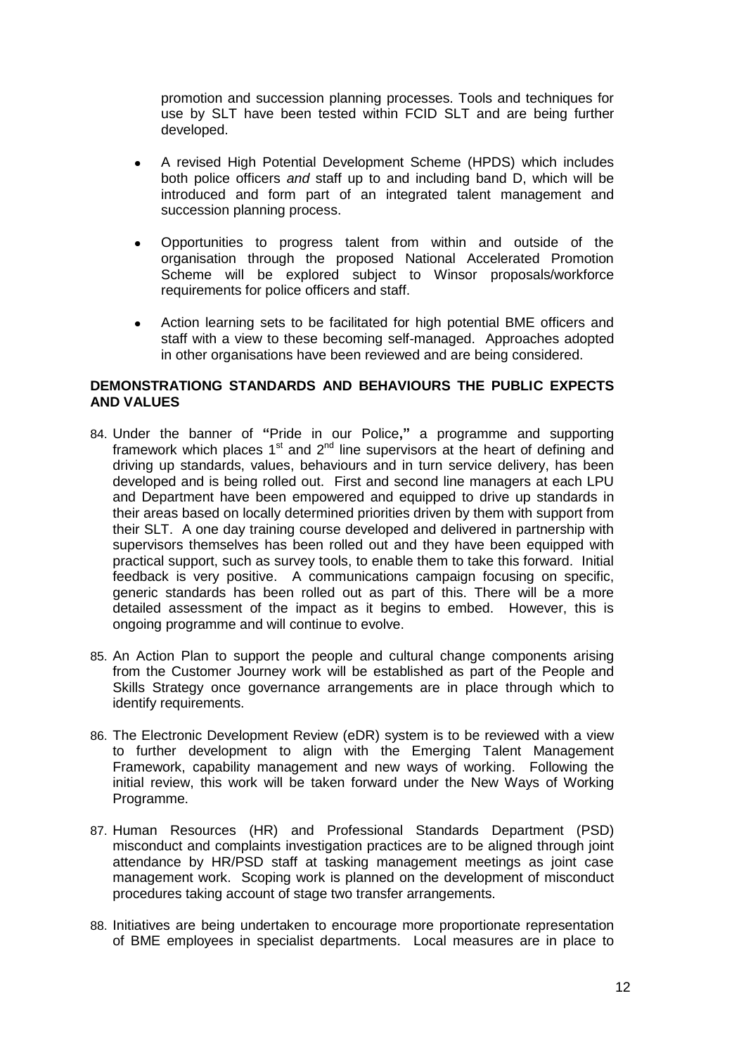promotion and succession planning processes. Tools and techniques for use by SLT have been tested within FCID SLT and are being further developed.

- A revised High Potential Development Scheme (HPDS) which includes both police officers *and* staff up to and including band D, which will be introduced and form part of an integrated talent management and succession planning process.

- Opportunities to progress talent from within and outside of the organisation through the proposed National Accelerated Promotion Scheme will be explored subject to Winsor proposals/workforce requirements for police officers and staff.

- Action learning sets to be facilitated for high potential BME officers and staff with a view to these becoming self-managed. Approaches adopted in other organisations have been reviewed and are being considered.

**DEMONSTRATIONG STANDARDS AND BEHAVIOURS THE PUBLIC EXPECTS AND VALUES**

84. Under the banner of **"**Pride in our Police**,"** a programme and supporting framework which places 1st and 2nd line supervisors at the heart of defining and driving up standards, values, behaviours and in turn service delivery, has been developed and is being rolled out. First and second line managers at each LPU and Department have been empowered and equipped to drive up standards in their areas based on locally determined priorities driven by them with support from their SLT. A one day training course developed and delivered in partnership with supervisors themselves has been rolled out and they have been equipped with practical support, such as survey tools, to enable them to take this forward. Initial feedback is very positive. A communications campaign focusing on specific, generic standards has been rolled out as part of this. There will be a more detailed assessment of the impact as it begins to embed. However, this is ongoing programme and will continue to evolve.

85. An Action Plan to support the people and cultural change components arising from the Customer Journey work will be established as part of the People and Skills Strategy once governance arrangements are in place through which to identify requirements.

86. The Electronic Development Review (eDR) system is to be reviewed with a view to further development to align with the Emerging Talent Management Framework, capability management and new ways of working. Following the initial review, this work will be taken forward under the New Ways of Working Programme.

87. Human Resources (HR) and Professional Standards Department (PSD) misconduct and complaints investigation practices are to be aligned through joint attendance by HR/PSD staff at tasking management meetings as joint case management work. Scoping work is planned on the development of misconduct procedures taking account of stage two transfer arrangements.

88. Initiatives are being undertaken to encourage more proportionate representation of BME employees in specialist departments. Local measures are in place to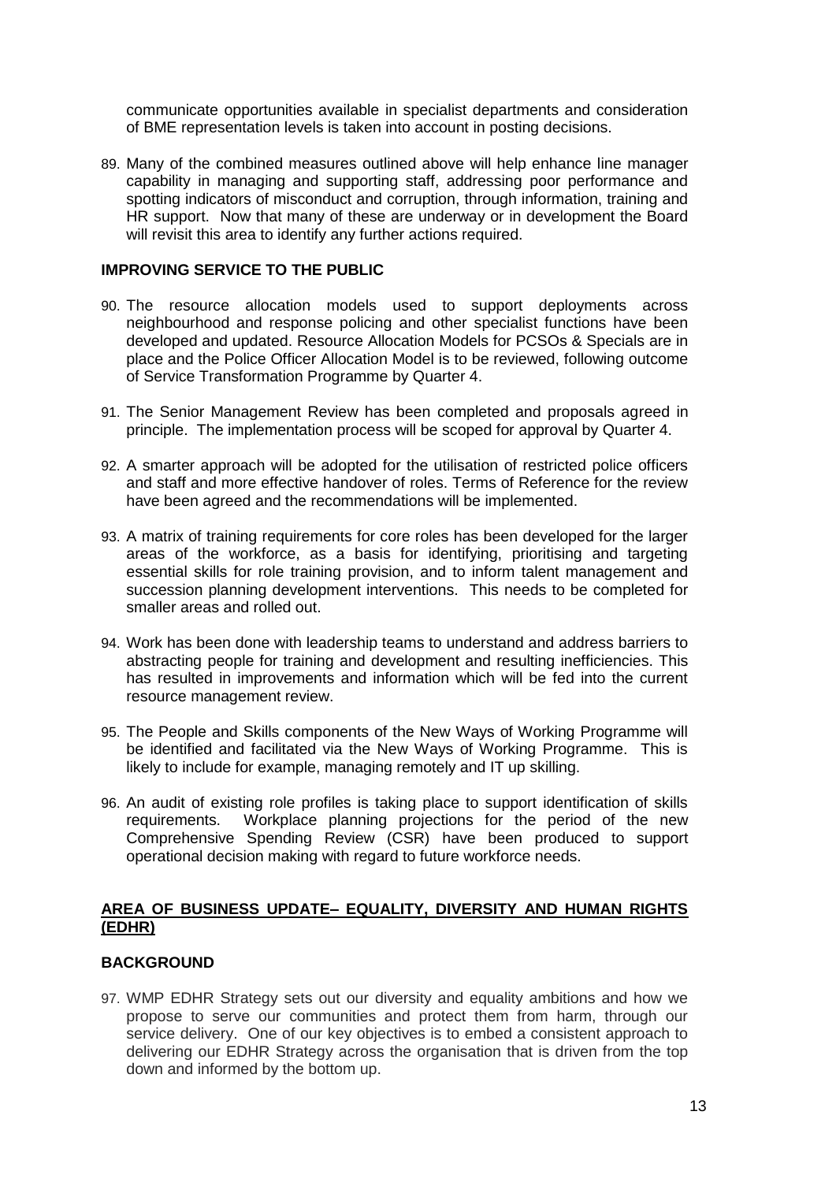communicate opportunities available in specialist departments and consideration of BME representation levels is taken into account in posting decisions.

89. Many of the combined measures outlined above will help enhance line manager capability in managing and supporting staff, addressing poor performance and spotting indicators of misconduct and corruption, through information, training and HR support. Now that many of these are underway or in development the Board will revisit this area to identify any further actions required.

**IMPROVING SERVICE TO THE PUBLIC**

90. The resource allocation models used to support deployments across neighbourhood and response policing and other specialist functions have been developed and updated. Resource Allocation Models for PCSOs & Specials are in place and the Police Officer Allocation Model is to be reviewed, following outcome of Service Transformation Programme by Quarter 4.

91. The Senior Management Review has been completed and proposals agreed in principle. The implementation process will be scoped for approval by Quarter 4.

92. A smarter approach will be adopted for the utilisation of restricted police officers and staff and more effective handover of roles. Terms of Reference for the review have been agreed and the recommendations will be implemented.

93. A matrix of training requirements for core roles has been developed for the larger areas of the workforce, as a basis for identifying, prioritising and targeting essential skills for role training provision, and to inform talent management and succession planning development interventions. This needs to be completed for smaller areas and rolled out.

94. Work has been done with leadership teams to understand and address barriers to abstracting people for training and development and resulting inefficiencies. This has resulted in improvements and information which will be fed into the current resource management review.

95. The People and Skills components of the New Ways of Working Programme will be identified and facilitated via the New Ways of Working Programme. This is likely to include for example, managing remotely and IT up skilling.

96. An audit of existing role profiles is taking place to support identification of skills requirements. Workplace planning projections for the period of the new Comprehensive Spending Review (CSR) have been produced to support operational decision making with regard to future workforce needs.

## AREA OF BUSINESS UPDATE– EQUALITY, DIVERSITY AND HUMAN RIGHTS (EDHR)

**BACKGROUND**

97. WMP EDHR Strategy sets out our diversity and equality ambitions and how we propose to serve our communities and protect them from harm, through our service delivery. One of our key objectives is to embed a consistent approach to delivering our EDHR Strategy across the organisation that is driven from the top down and informed by the bottom up.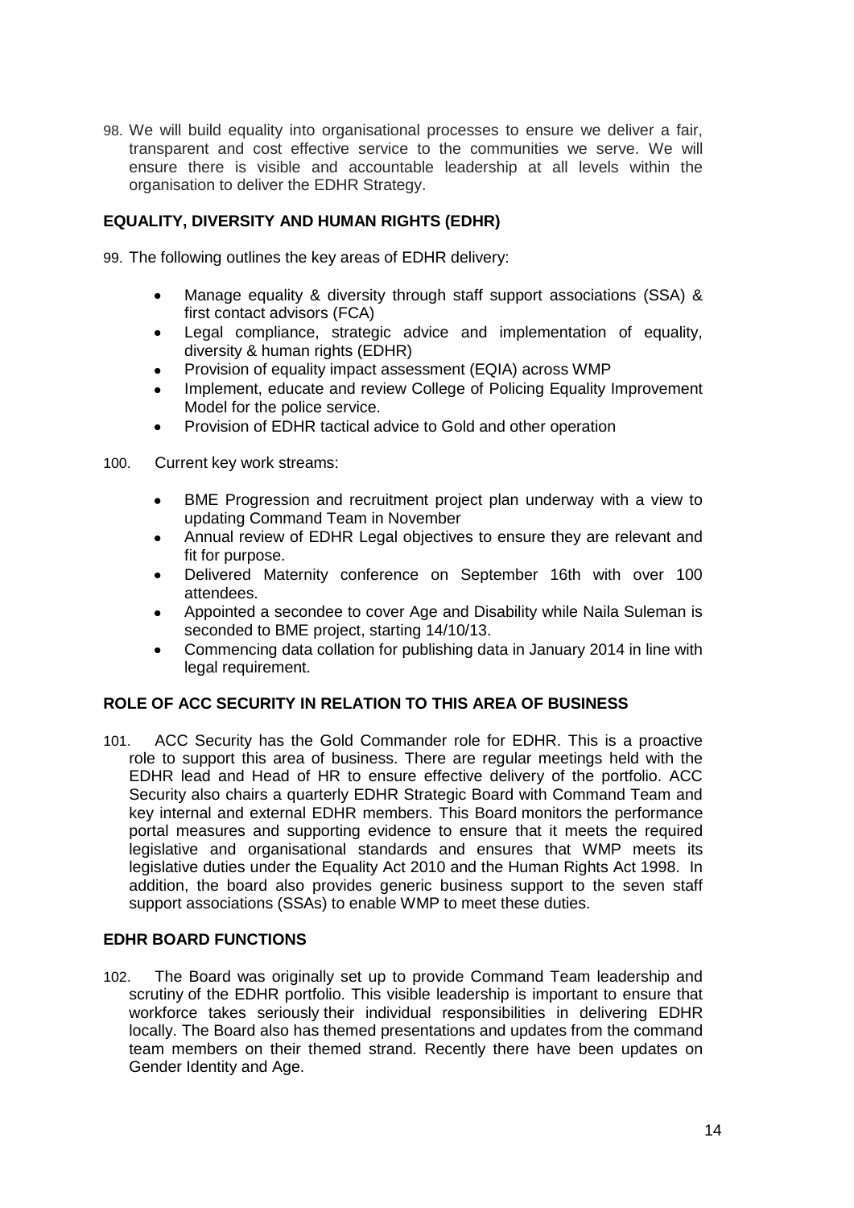98. We will build equality into organisational processes to ensure we deliver a fair, transparent and cost effective service to the communities we serve. We will ensure there is visible and accountable leadership at all levels within the organisation to deliver the EDHR Strategy.

## EQUALITY, DIVERSITY AND HUMAN RIGHTS (EDHR)

99. The following outlines the key areas of EDHR delivery:

- Manage equality & diversity through staff support associations (SSA) & first contact advisors (FCA)
- Legal compliance, strategic advice and implementation of equality, diversity & human rights (EDHR)
- Provision of equality impact assessment (EQIA) across WMP
- Implement, educate and review College of Policing Equality Improvement Model for the police service.
- Provision of EDHR tactical advice to Gold and other operation

100. Current key work streams:

- BME Progression and recruitment project plan underway with a view to updating Command Team in November
- Annual review of EDHR Legal objectives to ensure they are relevant and fit for purpose.
- Delivered Maternity conference on September 16th with over 100 attendees.
- Appointed a secondee to cover Age and Disability while Naila Suleman is seconded to BME project, starting 14/10/13.
- Commencing data collation for publishing data in January 2014 in line with legal requirement.

## ROLE OF ACC SECURITY IN RELATION TO THIS AREA OF BUSINESS

101. ACC Security has the Gold Commander role for EDHR. This is a proactive role to support this area of business. There are regular meetings held with the EDHR lead and Head of HR to ensure effective delivery of the portfolio. ACC Security also chairs a quarterly EDHR Strategic Board with Command Team and key internal and external EDHR members. This Board monitors the performance portal measures and supporting evidence to ensure that it meets the required legislative and organisational standards and ensures that WMP meets its legislative duties under the Equality Act 2010 and the Human Rights Act 1998. In addition, the board also provides generic business support to the seven staff support associations (SSAs) to enable WMP to meet these duties.

## EDHR BOARD FUNCTIONS

102. The Board was originally set up to provide Command Team leadership and scrutiny of the EDHR portfolio. This visible leadership is important to ensure that workforce takes seriously their individual responsibilities in delivering EDHR locally. The Board also has themed presentations and updates from the command team members on their themed strand. Recently there have been updates on Gender Identity and Age.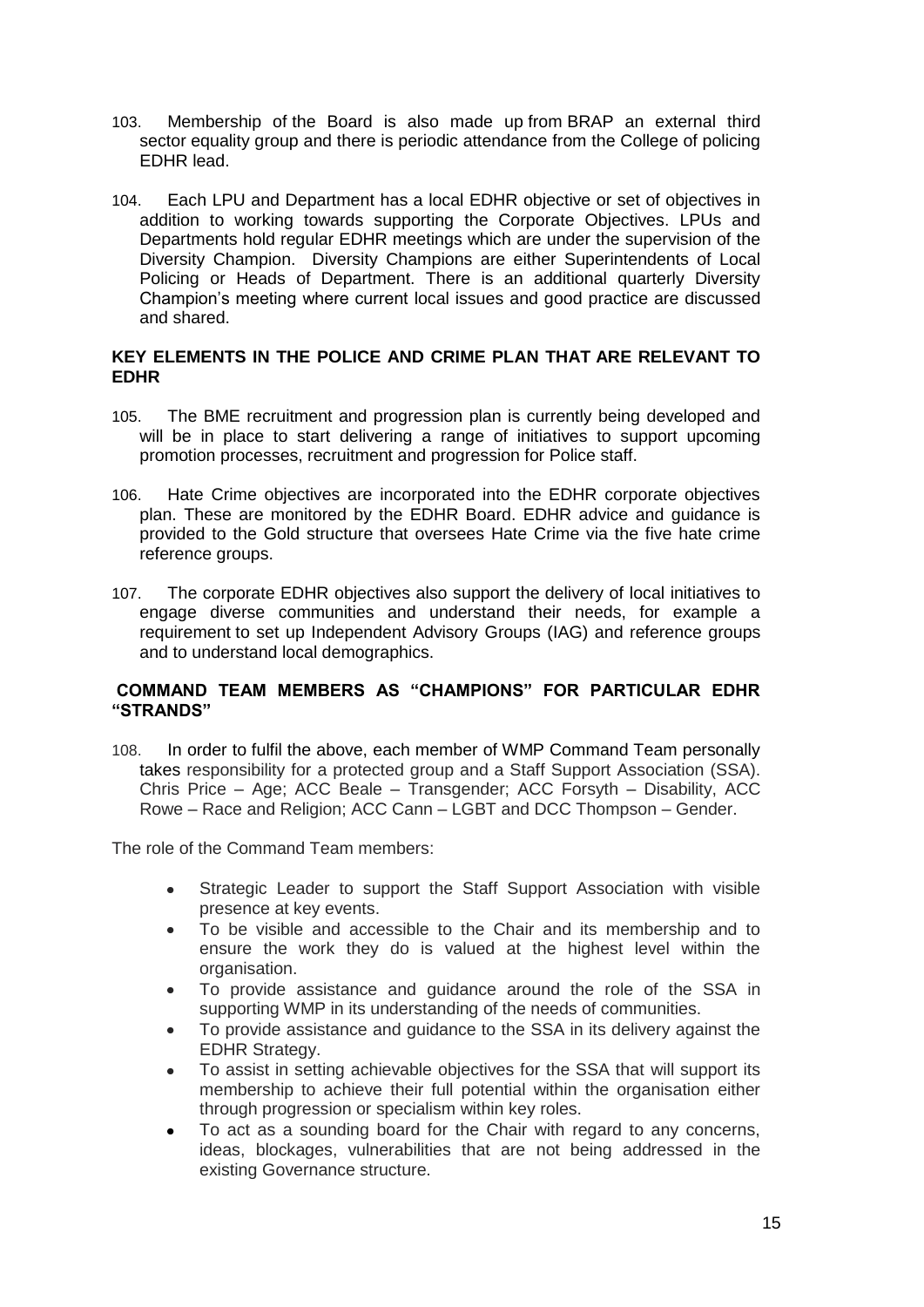103. Membership of the Board is also made up from BRAP an external third sector equality group and there is periodic attendance from the College of policing EDHR lead.

104. Each LPU and Department has a local EDHR objective or set of objectives in addition to working towards supporting the Corporate Objectives. LPUs and Departments hold regular EDHR meetings which are under the supervision of the Diversity Champion. Diversity Champions are either Superintendents of Local Policing or Heads of Department. There is an additional quarterly Diversity Champion's meeting where current local issues and good practice are discussed and shared.

## KEY ELEMENTS IN THE POLICE AND CRIME PLAN THAT ARE RELEVANT TO EDHR

105. The BME recruitment and progression plan is currently being developed and will be in place to start delivering a range of initiatives to support upcoming promotion processes, recruitment and progression for Police staff.

106. Hate Crime objectives are incorporated into the EDHR corporate objectives plan. These are monitored by the EDHR Board. EDHR advice and guidance is provided to the Gold structure that oversees Hate Crime via the five hate crime reference groups.

107. The corporate EDHR objectives also support the delivery of local initiatives to engage diverse communities and understand their needs, for example a requirement to set up Independent Advisory Groups (IAG) and reference groups and to understand local demographics.

## COMMAND TEAM MEMBERS AS "CHAMPIONS" FOR PARTICULAR EDHR "STRANDS"

108. In order to fulfil the above, each member of WMP Command Team personally takes responsibility for a protected group and a Staff Support Association (SSA). Chris Price – Age; ACC Beale – Transgender; ACC Forsyth – Disability, ACC Rowe – Race and Religion; ACC Cann – LGBT and DCC Thompson – Gender.

The role of the Command Team members:

- Strategic Leader to support the Staff Support Association with visible presence at key events.
- To be visible and accessible to the Chair and its membership and to ensure the work they do is valued at the highest level within the organisation.
- To provide assistance and guidance around the role of the SSA in supporting WMP in its understanding of the needs of communities.
- To provide assistance and guidance to the SSA in its delivery against the EDHR Strategy.
- To assist in setting achievable objectives for the SSA that will support its membership to achieve their full potential within the organisation either through progression or specialism within key roles.
- To act as a sounding board for the Chair with regard to any concerns, ideas, blockages, vulnerabilities that are not being addressed in the existing Governance structure.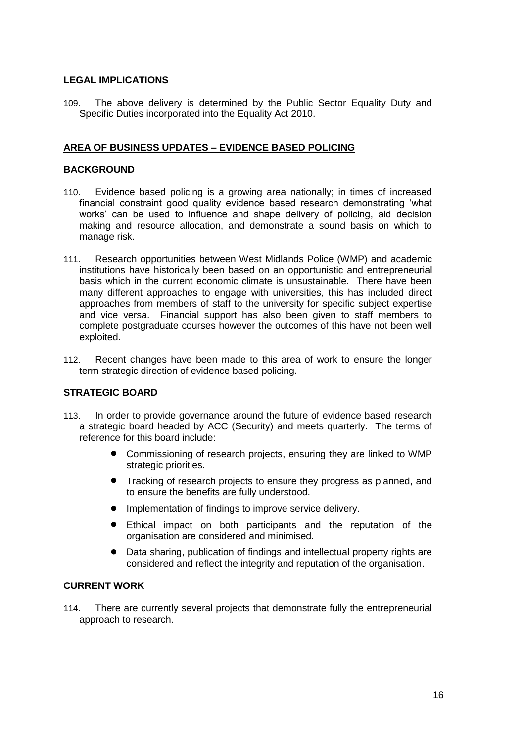### LEGAL IMPLICATIONS

109. The above delivery is determined by the Public Sector Equality Duty and Specific Duties incorporated into the Equality Act 2010.

## AREA OF BUSINESS UPDATES – EVIDENCE BASED POLICING

### BACKGROUND

110. Evidence based policing is a growing area nationally; in times of increased financial constraint good quality evidence based research demonstrating 'what works' can be used to influence and shape delivery of policing, aid decision making and resource allocation, and demonstrate a sound basis on which to manage risk.

111. Research opportunities between West Midlands Police (WMP) and academic institutions have historically been based on an opportunistic and entrepreneurial basis which in the current economic climate is unsustainable. There have been many different approaches to engage with universities, this has included direct approaches from members of staff to the university for specific subject expertise and vice versa. Financial support has also been given to staff members to complete postgraduate courses however the outcomes of this have not been well exploited.

112. Recent changes have been made to this area of work to ensure the longer term strategic direction of evidence based policing.

### STRATEGIC BOARD

113. In order to provide governance around the future of evidence based research a strategic board headed by ACC (Security) and meets quarterly. The terms of reference for this board include:

- Commissioning of research projects, ensuring they are linked to WMP strategic priorities.
- Tracking of research projects to ensure they progress as planned, and to ensure the benefits are fully understood.
- Implementation of findings to improve service delivery.
- Ethical impact on both participants and the reputation of the organisation are considered and minimised.
- Data sharing, publication of findings and intellectual property rights are considered and reflect the integrity and reputation of the organisation.

### CURRENT WORK

114. There are currently several projects that demonstrate fully the entrepreneurial approach to research.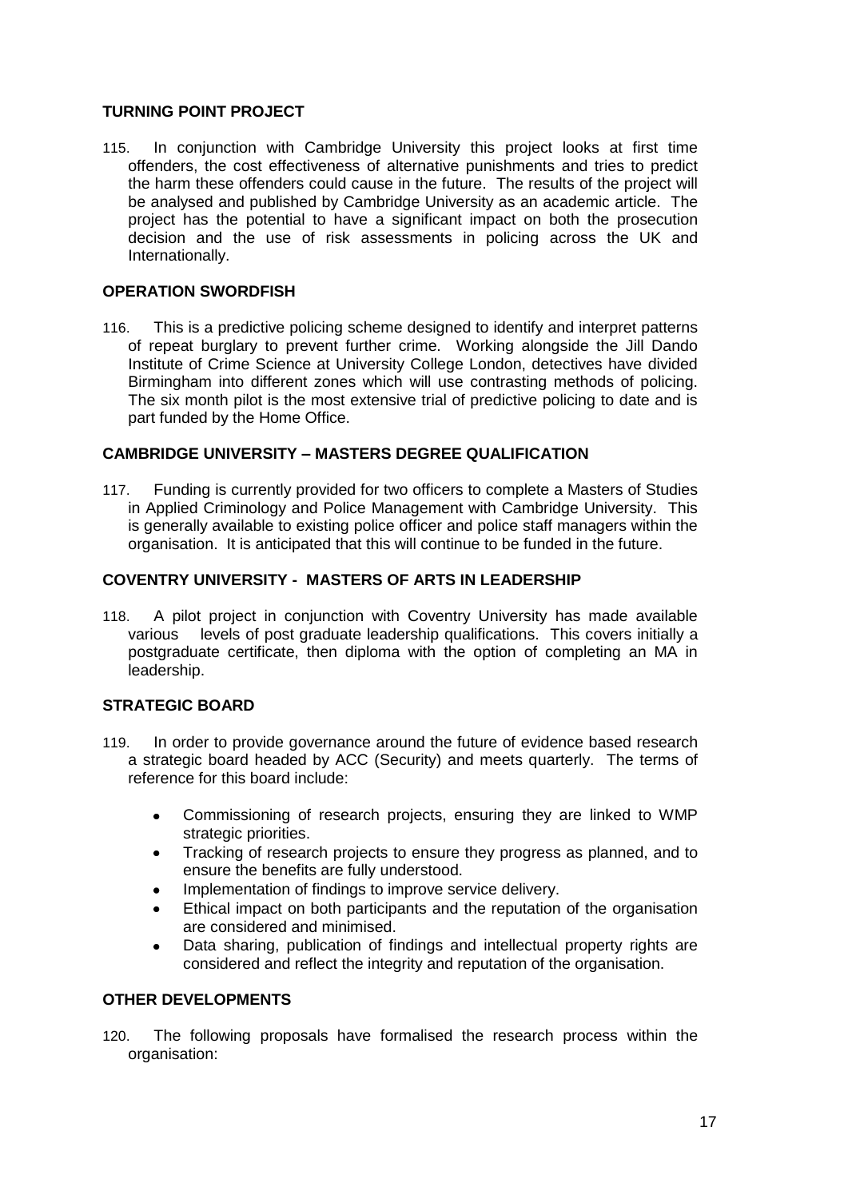**TURNING POINT PROJECT**

115. In conjunction with Cambridge University this project looks at first time offenders, the cost effectiveness of alternative punishments and tries to predict the harm these offenders could cause in the future. The results of the project will be analysed and published by Cambridge University as an academic article. The project has the potential to have a significant impact on both the prosecution decision and the use of risk assessments in policing across the UK and Internationally.

**OPERATION SWORDFISH**

116. This is a predictive policing scheme designed to identify and interpret patterns of repeat burglary to prevent further crime. Working alongside the Jill Dando Institute of Crime Science at University College London, detectives have divided Birmingham into different zones which will use contrasting methods of policing. The six month pilot is the most extensive trial of predictive policing to date and is part funded by the Home Office.

**CAMBRIDGE UNIVERSITY – MASTERS DEGREE QUALIFICATION**

117. Funding is currently provided for two officers to complete a Masters of Studies in Applied Criminology and Police Management with Cambridge University. This is generally available to existing police officer and police staff managers within the organisation. It is anticipated that this will continue to be funded in the future.

**COVENTRY UNIVERSITY - MASTERS OF ARTS IN LEADERSHIP**

118. A pilot project in conjunction with Coventry University has made available various levels of post graduate leadership qualifications. This covers initially a postgraduate certificate, then diploma with the option of completing an MA in leadership.

**STRATEGIC BOARD**

119. In order to provide governance around the future of evidence based research a strategic board headed by ACC (Security) and meets quarterly. The terms of reference for this board include:

- Commissioning of research projects, ensuring they are linked to WMP strategic priorities.
- Tracking of research projects to ensure they progress as planned, and to ensure the benefits are fully understood.
- Implementation of findings to improve service delivery.
- Ethical impact on both participants and the reputation of the organisation are considered and minimised.
- Data sharing, publication of findings and intellectual property rights are considered and reflect the integrity and reputation of the organisation.

**OTHER DEVELOPMENTS**

120. The following proposals have formalised the research process within the organisation: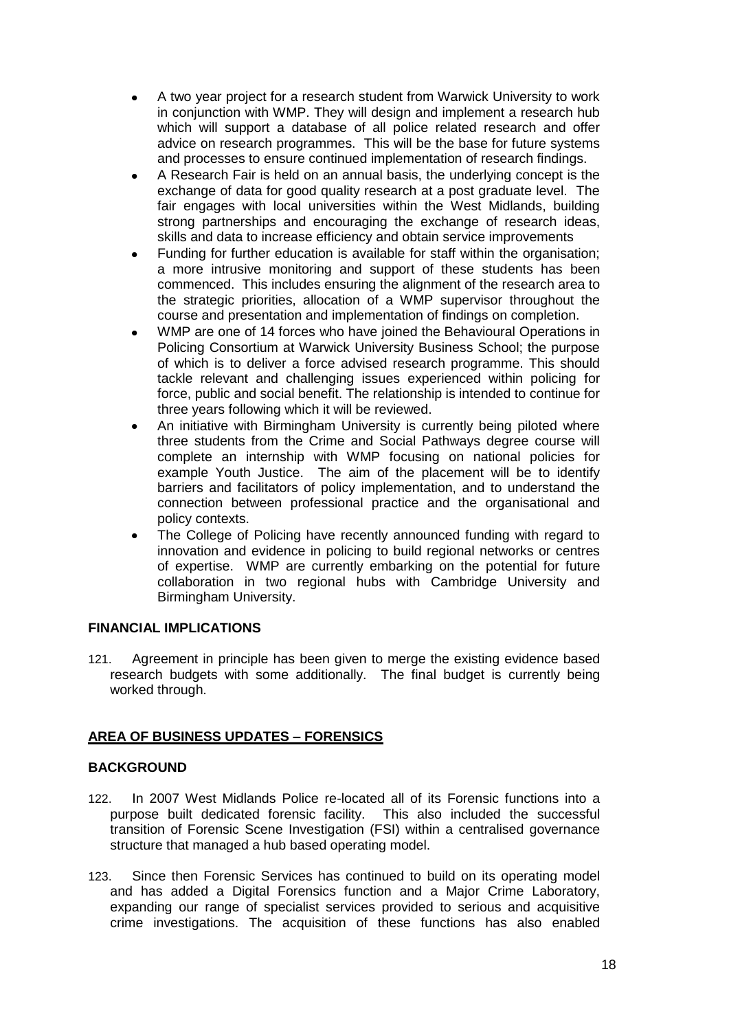- A two year project for a research student from Warwick University to work in conjunction with WMP. They will design and implement a research hub which will support a database of all police related research and offer advice on research programmes. This will be the base for future systems and processes to ensure continued implementation of research findings.
- A Research Fair is held on an annual basis, the underlying concept is the exchange of data for good quality research at a post graduate level. The fair engages with local universities within the West Midlands, building strong partnerships and encouraging the exchange of research ideas, skills and data to increase efficiency and obtain service improvements
- Funding for further education is available for staff within the organisation; a more intrusive monitoring and support of these students has been commenced. This includes ensuring the alignment of the research area to the strategic priorities, allocation of a WMP supervisor throughout the course and presentation and implementation of findings on completion.
- WMP are one of 14 forces who have joined the Behavioural Operations in Policing Consortium at Warwick University Business School; the purpose of which is to deliver a force advised research programme. This should tackle relevant and challenging issues experienced within policing for force, public and social benefit. The relationship is intended to continue for three years following which it will be reviewed.
- An initiative with Birmingham University is currently being piloted where three students from the Crime and Social Pathways degree course will complete an internship with WMP focusing on national policies for example Youth Justice. The aim of the placement will be to identify barriers and facilitators of policy implementation, and to understand the connection between professional practice and the organisational and policy contexts.
- The College of Policing have recently announced funding with regard to innovation and evidence in policing to build regional networks or centres of expertise. WMP are currently embarking on the potential for future collaboration in two regional hubs with Cambridge University and Birmingham University.

**FINANCIAL IMPLICATIONS**

121. Agreement in principle has been given to merge the existing evidence based research budgets with some additionally. The final budget is currently being worked through.

**AREA OF BUSINESS UPDATES – FORENSICS**

**BACKGROUND**

122. In 2007 West Midlands Police re-located all of its Forensic functions into a purpose built dedicated forensic facility. This also included the successful transition of Forensic Scene Investigation (FSI) within a centralised governance structure that managed a hub based operating model.

123. Since then Forensic Services has continued to build on its operating model and has added a Digital Forensics function and a Major Crime Laboratory, expanding our range of specialist services provided to serious and acquisitive crime investigations. The acquisition of these functions has also enabled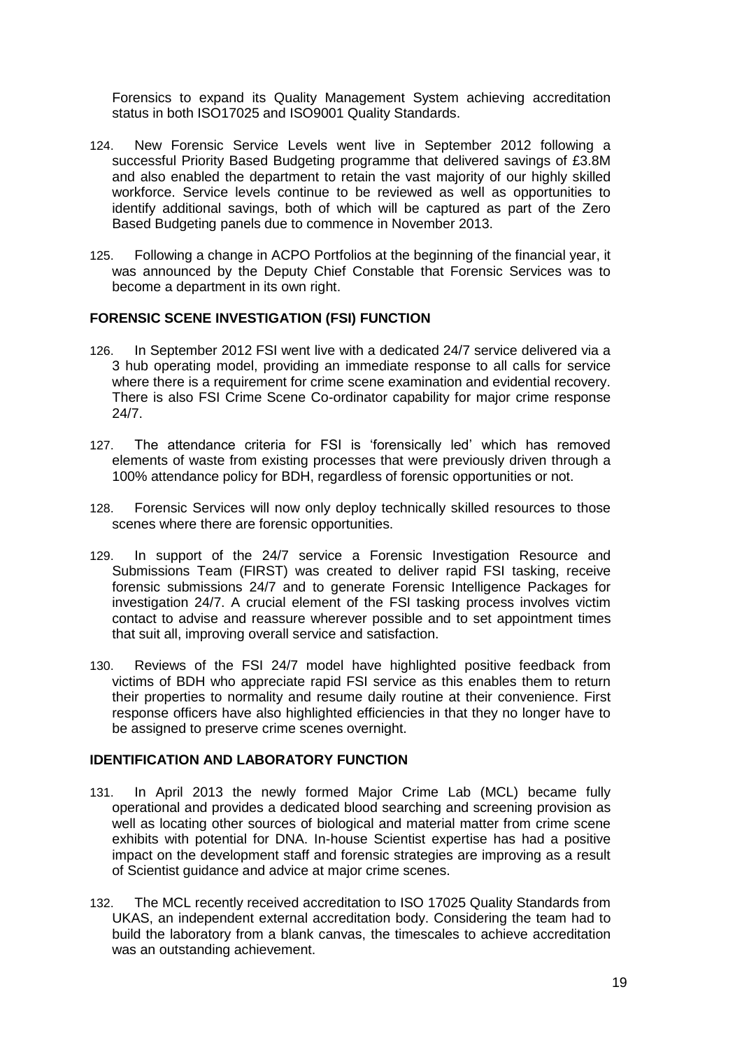Forensics to expand its Quality Management System achieving accreditation status in both ISO17025 and ISO9001 Quality Standards.

124. New Forensic Service Levels went live in September 2012 following a successful Priority Based Budgeting programme that delivered savings of £3.8M and also enabled the department to retain the vast majority of our highly skilled workforce. Service levels continue to be reviewed as well as opportunities to identify additional savings, both of which will be captured as part of the Zero Based Budgeting panels due to commence in November 2013.

125. Following a change in ACPO Portfolios at the beginning of the financial year, it was announced by the Deputy Chief Constable that Forensic Services was to become a department in its own right.

**FORENSIC SCENE INVESTIGATION (FSI) FUNCTION**

126. In September 2012 FSI went live with a dedicated 24/7 service delivered via a 3 hub operating model, providing an immediate response to all calls for service where there is a requirement for crime scene examination and evidential recovery. There is also FSI Crime Scene Co-ordinator capability for major crime response 24/7.

127. The attendance criteria for FSI is 'forensically led' which has removed elements of waste from existing processes that were previously driven through a 100% attendance policy for BDH, regardless of forensic opportunities or not.

128. Forensic Services will now only deploy technically skilled resources to those scenes where there are forensic opportunities.

129. In support of the 24/7 service a Forensic Investigation Resource and Submissions Team (FIRST) was created to deliver rapid FSI tasking, receive forensic submissions 24/7 and to generate Forensic Intelligence Packages for investigation 24/7. A crucial element of the FSI tasking process involves victim contact to advise and reassure wherever possible and to set appointment times that suit all, improving overall service and satisfaction.

130. Reviews of the FSI 24/7 model have highlighted positive feedback from victims of BDH who appreciate rapid FSI service as this enables them to return their properties to normality and resume daily routine at their convenience. First response officers have also highlighted efficiencies in that they no longer have to be assigned to preserve crime scenes overnight.

**IDENTIFICATION AND LABORATORY FUNCTION**

131. In April 2013 the newly formed Major Crime Lab (MCL) became fully operational and provides a dedicated blood searching and screening provision as well as locating other sources of biological and material matter from crime scene exhibits with potential for DNA. In-house Scientist expertise has had a positive impact on the development staff and forensic strategies are improving as a result of Scientist guidance and advice at major crime scenes.

132. The MCL recently received accreditation to ISO 17025 Quality Standards from UKAS, an independent external accreditation body. Considering the team had to build the laboratory from a blank canvas, the timescales to achieve accreditation was an outstanding achievement.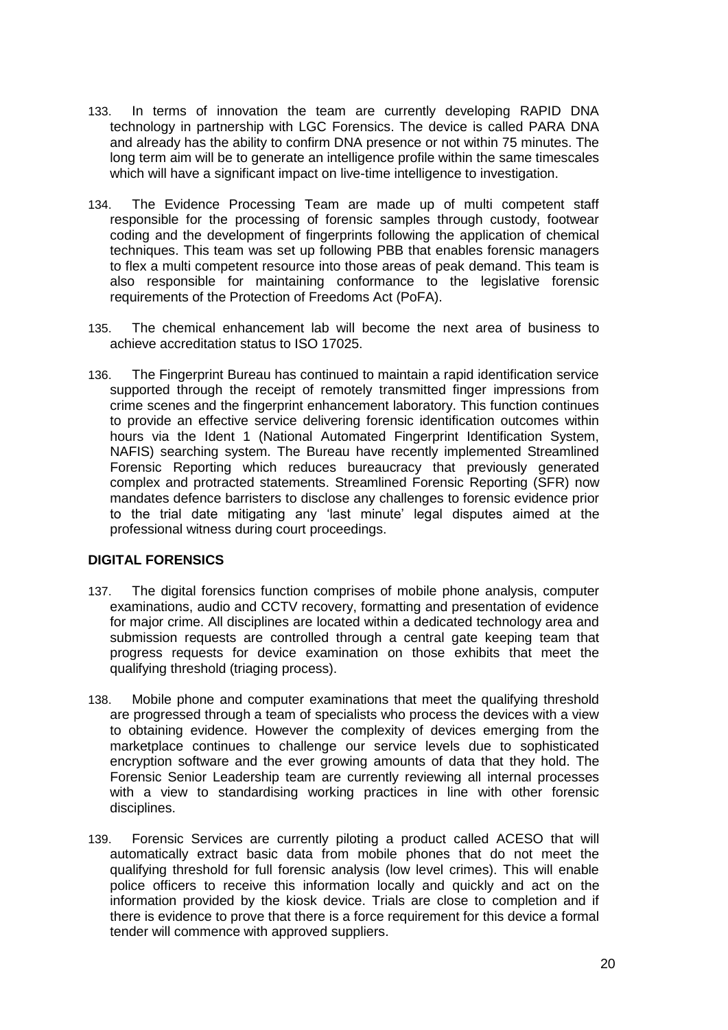133. In terms of innovation the team are currently developing RAPID DNA technology in partnership with LGC Forensics. The device is called PARA DNA and already has the ability to confirm DNA presence or not within 75 minutes. The long term aim will be to generate an intelligence profile within the same timescales which will have a significant impact on live-time intelligence to investigation.

134. The Evidence Processing Team are made up of multi competent staff responsible for the processing of forensic samples through custody, footwear coding and the development of fingerprints following the application of chemical techniques. This team was set up following PBB that enables forensic managers to flex a multi competent resource into those areas of peak demand. This team is also responsible for maintaining conformance to the legislative forensic requirements of the Protection of Freedoms Act (PoFA).

135. The chemical enhancement lab will become the next area of business to achieve accreditation status to ISO 17025.

136. The Fingerprint Bureau has continued to maintain a rapid identification service supported through the receipt of remotely transmitted finger impressions from crime scenes and the fingerprint enhancement laboratory. This function continues to provide an effective service delivering forensic identification outcomes within hours via the Ident 1 (National Automated Fingerprint Identification System, NAFIS) searching system. The Bureau have recently implemented Streamlined Forensic Reporting which reduces bureaucracy that previously generated complex and protracted statements. Streamlined Forensic Reporting (SFR) now mandates defence barristers to disclose any challenges to forensic evidence prior to the trial date mitigating any 'last minute' legal disputes aimed at the professional witness during court proceedings.

**DIGITAL FORENSICS**

137. The digital forensics function comprises of mobile phone analysis, computer examinations, audio and CCTV recovery, formatting and presentation of evidence for major crime. All disciplines are located within a dedicated technology area and submission requests are controlled through a central gate keeping team that progress requests for device examination on those exhibits that meet the qualifying threshold (triaging process).

138. Mobile phone and computer examinations that meet the qualifying threshold are progressed through a team of specialists who process the devices with a view to obtaining evidence. However the complexity of devices emerging from the marketplace continues to challenge our service levels due to sophisticated encryption software and the ever growing amounts of data that they hold. The Forensic Senior Leadership team are currently reviewing all internal processes with a view to standardising working practices in line with other forensic disciplines.

139. Forensic Services are currently piloting a product called ACESO that will automatically extract basic data from mobile phones that do not meet the qualifying threshold for full forensic analysis (low level crimes). This will enable police officers to receive this information locally and quickly and act on the information provided by the kiosk device. Trials are close to completion and if there is evidence to prove that there is a force requirement for this device a formal tender will commence with approved suppliers.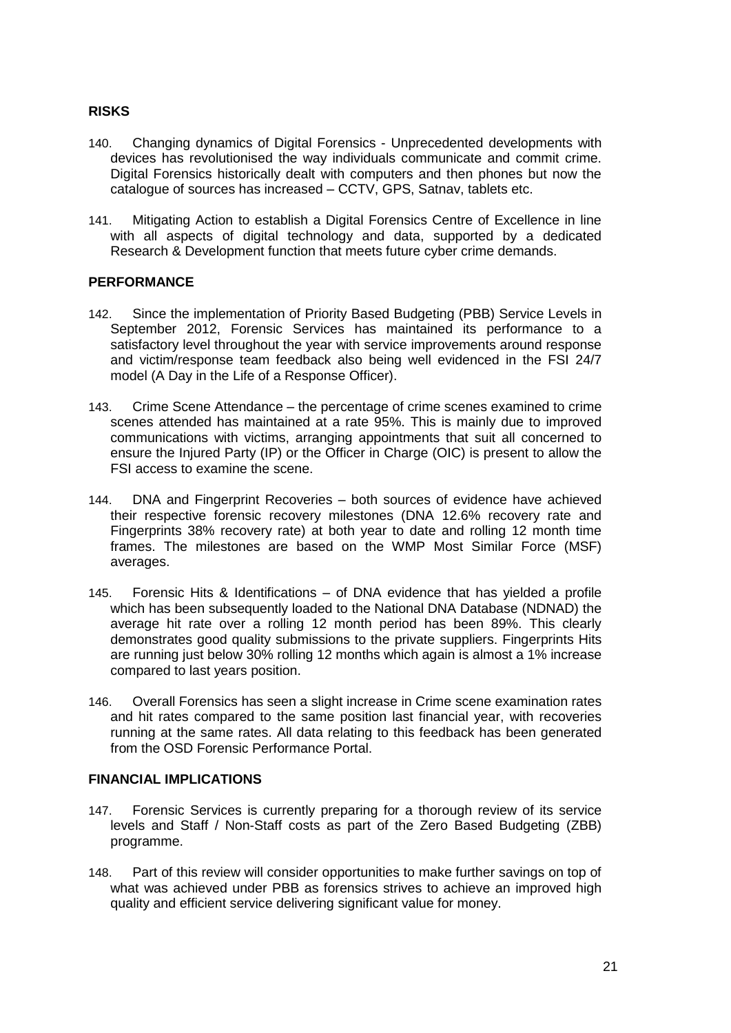## RISKS

140. Changing dynamics of Digital Forensics - Unprecedented developments with devices has revolutionised the way individuals communicate and commit crime. Digital Forensics historically dealt with computers and then phones but now the catalogue of sources has increased – CCTV, GPS, Satnav, tablets etc.

141. Mitigating Action to establish a Digital Forensics Centre of Excellence in line with all aspects of digital technology and data, supported by a dedicated Research & Development function that meets future cyber crime demands.

## PERFORMANCE

142. Since the implementation of Priority Based Budgeting (PBB) Service Levels in September 2012, Forensic Services has maintained its performance to a satisfactory level throughout the year with service improvements around response and victim/response team feedback also being well evidenced in the FSI 24/7 model (A Day in the Life of a Response Officer).

143. Crime Scene Attendance – the percentage of crime scenes examined to crime scenes attended has maintained at a rate 95%. This is mainly due to improved communications with victims, arranging appointments that suit all concerned to ensure the Injured Party (IP) or the Officer in Charge (OIC) is present to allow the FSI access to examine the scene.

144. DNA and Fingerprint Recoveries – both sources of evidence have achieved their respective forensic recovery milestones (DNA 12.6% recovery rate and Fingerprints 38% recovery rate) at both year to date and rolling 12 month time frames. The milestones are based on the WMP Most Similar Force (MSF) averages.

145. Forensic Hits & Identifications – of DNA evidence that has yielded a profile which has been subsequently loaded to the National DNA Database (NDNAD) the average hit rate over a rolling 12 month period has been 89%. This clearly demonstrates good quality submissions to the private suppliers. Fingerprints Hits are running just below 30% rolling 12 months which again is almost a 1% increase compared to last years position.

146. Overall Forensics has seen a slight increase in Crime scene examination rates and hit rates compared to the same position last financial year, with recoveries running at the same rates. All data relating to this feedback has been generated from the OSD Forensic Performance Portal.

## FINANCIAL IMPLICATIONS

147. Forensic Services is currently preparing for a thorough review of its service levels and Staff / Non-Staff costs as part of the Zero Based Budgeting (ZBB) programme.

148. Part of this review will consider opportunities to make further savings on top of what was achieved under PBB as forensics strives to achieve an improved high quality and efficient service delivering significant value for money.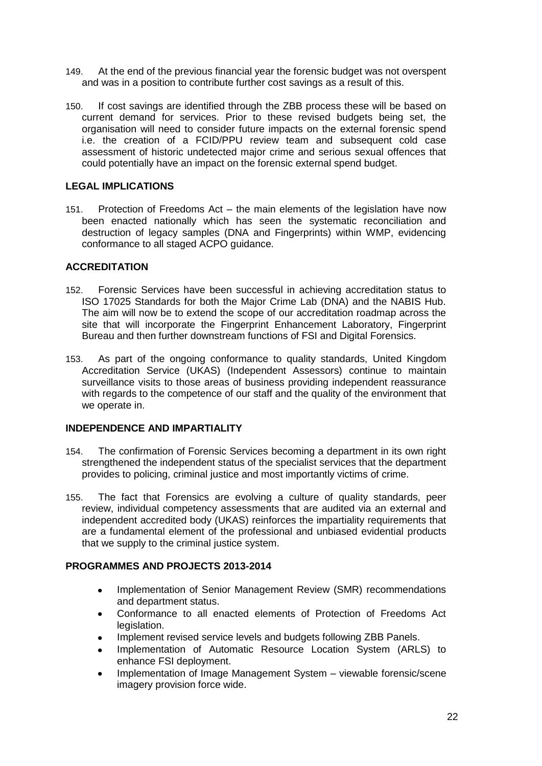149. At the end of the previous financial year the forensic budget was not overspent and was in a position to contribute further cost savings as a result of this.

150. If cost savings are identified through the ZBB process these will be based on current demand for services. Prior to these revised budgets being set, the organisation will need to consider future impacts on the external forensic spend i.e. the creation of a FCID/PPU review team and subsequent cold case assessment of historic undetected major crime and serious sexual offences that could potentially have an impact on the forensic external spend budget.

## LEGAL IMPLICATIONS

151. Protection of Freedoms Act – the main elements of the legislation have now been enacted nationally which has seen the systematic reconciliation and destruction of legacy samples (DNA and Fingerprints) within WMP, evidencing conformance to all staged ACPO guidance.

## ACCREDITATION

152. Forensic Services have been successful in achieving accreditation status to ISO 17025 Standards for both the Major Crime Lab (DNA) and the NABIS Hub. The aim will now be to extend the scope of our accreditation roadmap across the site that will incorporate the Fingerprint Enhancement Laboratory, Fingerprint Bureau and then further downstream functions of FSI and Digital Forensics.

153. As part of the ongoing conformance to quality standards, United Kingdom Accreditation Service (UKAS) (Independent Assessors) continue to maintain surveillance visits to those areas of business providing independent reassurance with regards to the competence of our staff and the quality of the environment that we operate in.

## INDEPENDENCE AND IMPARTIALITY

154. The confirmation of Forensic Services becoming a department in its own right strengthened the independent status of the specialist services that the department provides to policing, criminal justice and most importantly victims of crime.

155. The fact that Forensics are evolving a culture of quality standards, peer review, individual competency assessments that are audited via an external and independent accredited body (UKAS) reinforces the impartiality requirements that are a fundamental element of the professional and unbiased evidential products that we supply to the criminal justice system.

## PROGRAMMES AND PROJECTS 2013-2014

- Implementation of Senior Management Review (SMR) recommendations and department status.
- Conformance to all enacted elements of Protection of Freedoms Act legislation.
- Implement revised service levels and budgets following ZBB Panels.
- Implementation of Automatic Resource Location System (ARLS) to enhance FSI deployment.
- Implementation of Image Management System – viewable forensic/scene imagery provision force wide.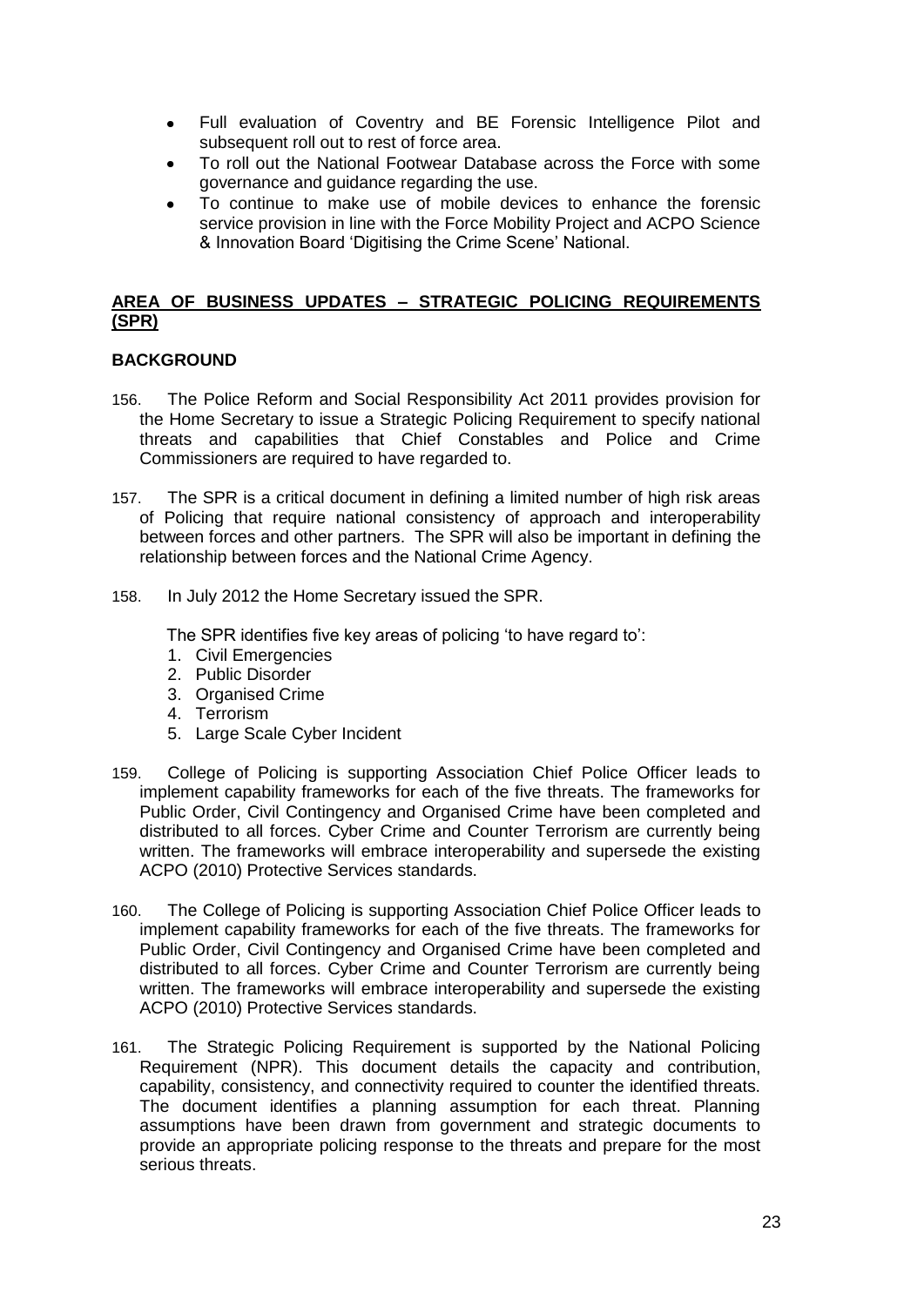- Full evaluation of Coventry and BE Forensic Intelligence Pilot and subsequent roll out to rest of force area.
- To roll out the National Footwear Database across the Force with some governance and guidance regarding the use.
- To continue to make use of mobile devices to enhance the forensic service provision in line with the Force Mobility Project and ACPO Science & Innovation Board 'Digitising the Crime Scene' National.

## AREA OF BUSINESS UPDATES – STRATEGIC POLICING REQUIREMENTS (SPR)

### BACKGROUND

156. The Police Reform and Social Responsibility Act 2011 provides provision for the Home Secretary to issue a Strategic Policing Requirement to specify national threats and capabilities that Chief Constables and Police and Crime Commissioners are required to have regarded to.

157. The SPR is a critical document in defining a limited number of high risk areas of Policing that require national consistency of approach and interoperability between forces and other partners. The SPR will also be important in defining the relationship between forces and the National Crime Agency.

158. In July 2012 the Home Secretary issued the SPR.

The SPR identifies five key areas of policing 'to have regard to':

1. Civil Emergencies
2. Public Disorder
3. Organised Crime
4. Terrorism
5. Large Scale Cyber Incident

159. College of Policing is supporting Association Chief Police Officer leads to implement capability frameworks for each of the five threats. The frameworks for Public Order, Civil Contingency and Organised Crime have been completed and distributed to all forces. Cyber Crime and Counter Terrorism are currently being written. The frameworks will embrace interoperability and supersede the existing ACPO (2010) Protective Services standards.

160. The College of Policing is supporting Association Chief Police Officer leads to implement capability frameworks for each of the five threats. The frameworks for Public Order, Civil Contingency and Organised Crime have been completed and distributed to all forces. Cyber Crime and Counter Terrorism are currently being written. The frameworks will embrace interoperability and supersede the existing ACPO (2010) Protective Services standards.

161. The Strategic Policing Requirement is supported by the National Policing Requirement (NPR). This document details the capacity and contribution, capability, consistency, and connectivity required to counter the identified threats. The document identifies a planning assumption for each threat. Planning assumptions have been drawn from government and strategic documents to provide an appropriate policing response to the threats and prepare for the most serious threats.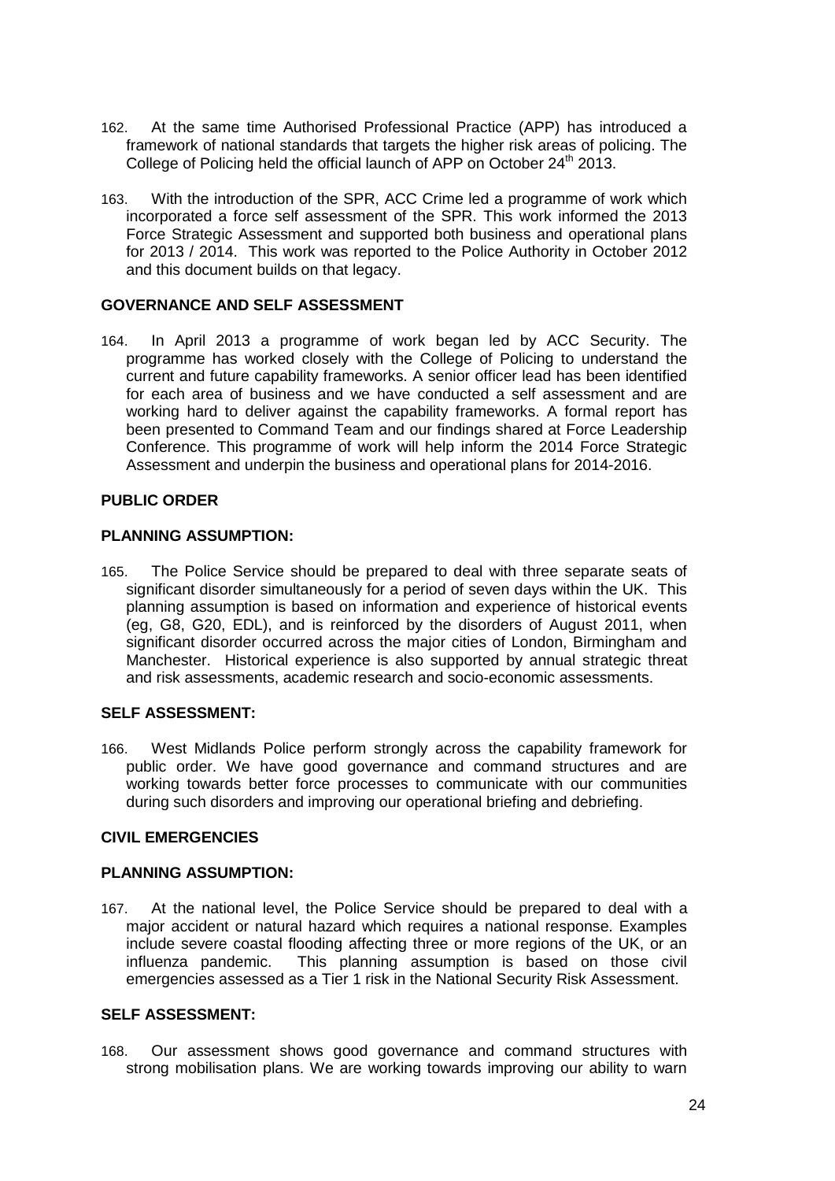162. At the same time Authorised Professional Practice (APP) has introduced a framework of national standards that targets the higher risk areas of policing. The College of Policing held the official launch of APP on October 24th 2013.

163. With the introduction of the SPR, ACC Crime led a programme of work which incorporated a force self assessment of the SPR. This work informed the 2013 Force Strategic Assessment and supported both business and operational plans for 2013 / 2014. This work was reported to the Police Authority in October 2012 and this document builds on that legacy.

**GOVERNANCE AND SELF ASSESSMENT**

164. In April 2013 a programme of work began led by ACC Security. The programme has worked closely with the College of Policing to understand the current and future capability frameworks. A senior officer lead has been identified for each area of business and we have conducted a self assessment and are working hard to deliver against the capability frameworks. A formal report has been presented to Command Team and our findings shared at Force Leadership Conference. This programme of work will help inform the 2014 Force Strategic Assessment and underpin the business and operational plans for 2014-2016.

**PUBLIC ORDER**

**PLANNING ASSUMPTION:**

165. The Police Service should be prepared to deal with three separate seats of significant disorder simultaneously for a period of seven days within the UK. This planning assumption is based on information and experience of historical events (eg, G8, G20, EDL), and is reinforced by the disorders of August 2011, when significant disorder occurred across the major cities of London, Birmingham and Manchester. Historical experience is also supported by annual strategic threat and risk assessments, academic research and socio-economic assessments.

**SELF ASSESSMENT:**

166. West Midlands Police perform strongly across the capability framework for public order. We have good governance and command structures and are working towards better force processes to communicate with our communities during such disorders and improving our operational briefing and debriefing.

**CIVIL EMERGENCIES**

**PLANNING ASSUMPTION:**

167. At the national level, the Police Service should be prepared to deal with a major accident or natural hazard which requires a national response. Examples include severe coastal flooding affecting three or more regions of the UK, or an influenza pandemic. This planning assumption is based on those civil emergencies assessed as a Tier 1 risk in the National Security Risk Assessment.

**SELF ASSESSMENT:**

168. Our assessment shows good governance and command structures with strong mobilisation plans. We are working towards improving our ability to warn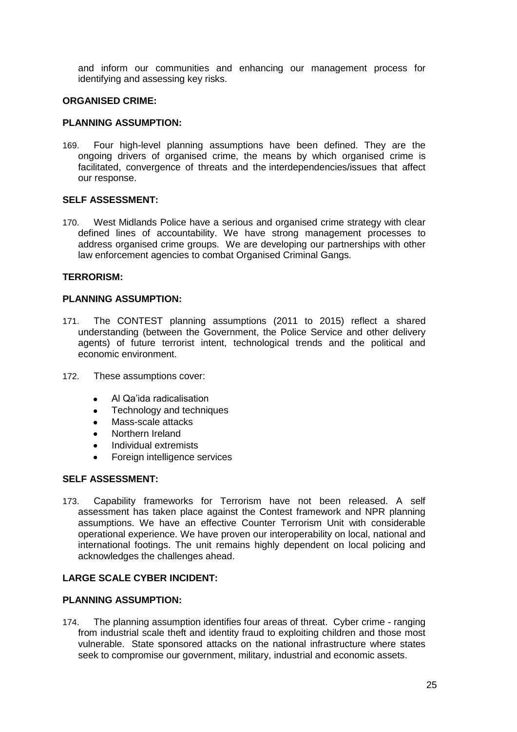and inform our communities and enhancing our management process for identifying and assessing key risks.

**ORGANISED CRIME:**

**PLANNING ASSUMPTION:**

169. Four high-level planning assumptions have been defined. They are the ongoing drivers of organised crime, the means by which organised crime is facilitated, convergence of threats and the interdependencies/issues that affect our response.

**SELF ASSESSMENT:**

170. West Midlands Police have a serious and organised crime strategy with clear defined lines of accountability. We have strong management processes to address organised crime groups. We are developing our partnerships with other law enforcement agencies to combat Organised Criminal Gangs.

**TERRORISM:**

**PLANNING ASSUMPTION:**

171. The CONTEST planning assumptions (2011 to 2015) reflect a shared understanding (between the Government, the Police Service and other delivery agents) of future terrorist intent, technological trends and the political and economic environment.

172. These assumptions cover:

- Al Qa'ida radicalisation
- Technology and techniques
- Mass-scale attacks
- Northern Ireland
- Individual extremists
- Foreign intelligence services

**SELF ASSESSMENT:**

173. Capability frameworks for Terrorism have not been released. A self assessment has taken place against the Contest framework and NPR planning assumptions. We have an effective Counter Terrorism Unit with considerable operational experience. We have proven our interoperability on local, national and international footings. The unit remains highly dependent on local policing and acknowledges the challenges ahead.

**LARGE SCALE CYBER INCIDENT:**

**PLANNING ASSUMPTION:**

174. The planning assumption identifies four areas of threat. Cyber crime - ranging from industrial scale theft and identity fraud to exploiting children and those most vulnerable. State sponsored attacks on the national infrastructure where states seek to compromise our government, military, industrial and economic assets.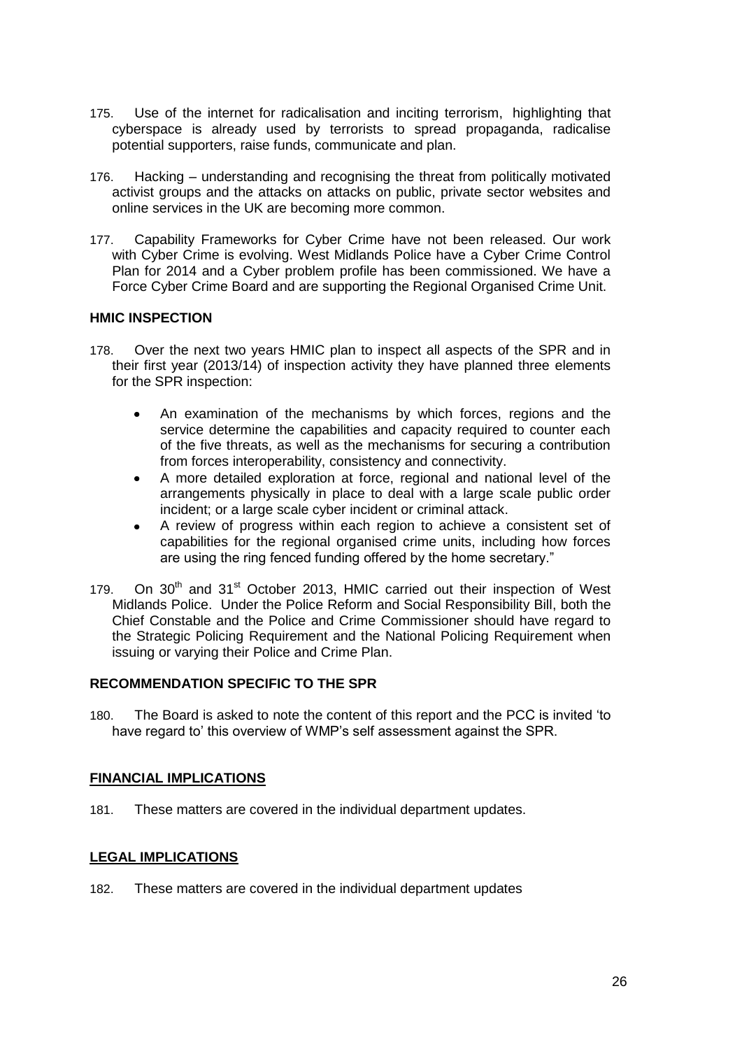175. Use of the internet for radicalisation and inciting terrorism, highlighting that cyberspace is already used by terrorists to spread propaganda, radicalise potential supporters, raise funds, communicate and plan.

176. Hacking – understanding and recognising the threat from politically motivated activist groups and the attacks on attacks on public, private sector websites and online services in the UK are becoming more common.

177. Capability Frameworks for Cyber Crime have not been released. Our work with Cyber Crime is evolving. West Midlands Police have a Cyber Crime Control Plan for 2014 and a Cyber problem profile has been commissioned. We have a Force Cyber Crime Board and are supporting the Regional Organised Crime Unit.

**HMIC INSPECTION**

178. Over the next two years HMIC plan to inspect all aspects of the SPR and in their first year (2013/14) of inspection activity they have planned three elements for the SPR inspection:

- An examination of the mechanisms by which forces, regions and the service determine the capabilities and capacity required to counter each of the five threats, as well as the mechanisms for securing a contribution from forces interoperability, consistency and connectivity.
- A more detailed exploration at force, regional and national level of the arrangements physically in place to deal with a large scale public order incident; or a large scale cyber incident or criminal attack.
- A review of progress within each region to achieve a consistent set of capabilities for the regional organised crime units, including how forces are using the ring fenced funding offered by the home secretary."

179. On 30th and 31st October 2013, HMIC carried out their inspection of West Midlands Police. Under the Police Reform and Social Responsibility Bill, both the Chief Constable and the Police and Crime Commissioner should have regard to the Strategic Policing Requirement and the National Policing Requirement when issuing or varying their Police and Crime Plan.

**RECOMMENDATION SPECIFIC TO THE SPR**

180. The Board is asked to note the content of this report and the PCC is invited 'to have regard to' this overview of WMP's self assessment against the SPR.

**FINANCIAL IMPLICATIONS**

181. These matters are covered in the individual department updates.

**LEGAL IMPLICATIONS**

182. These matters are covered in the individual department updates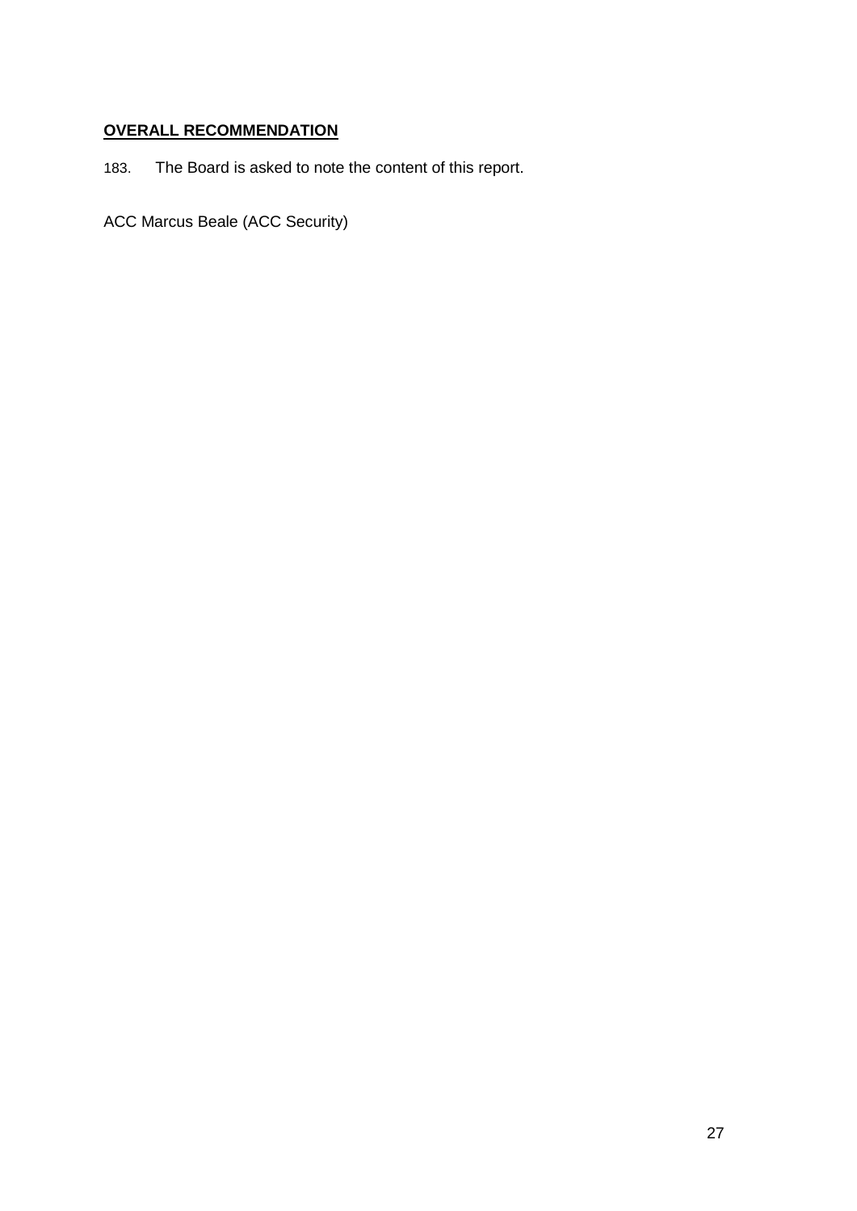**OVERALL RECOMMENDATION**

183. The Board is asked to note the content of this report.

ACC Marcus Beale (ACC Security)